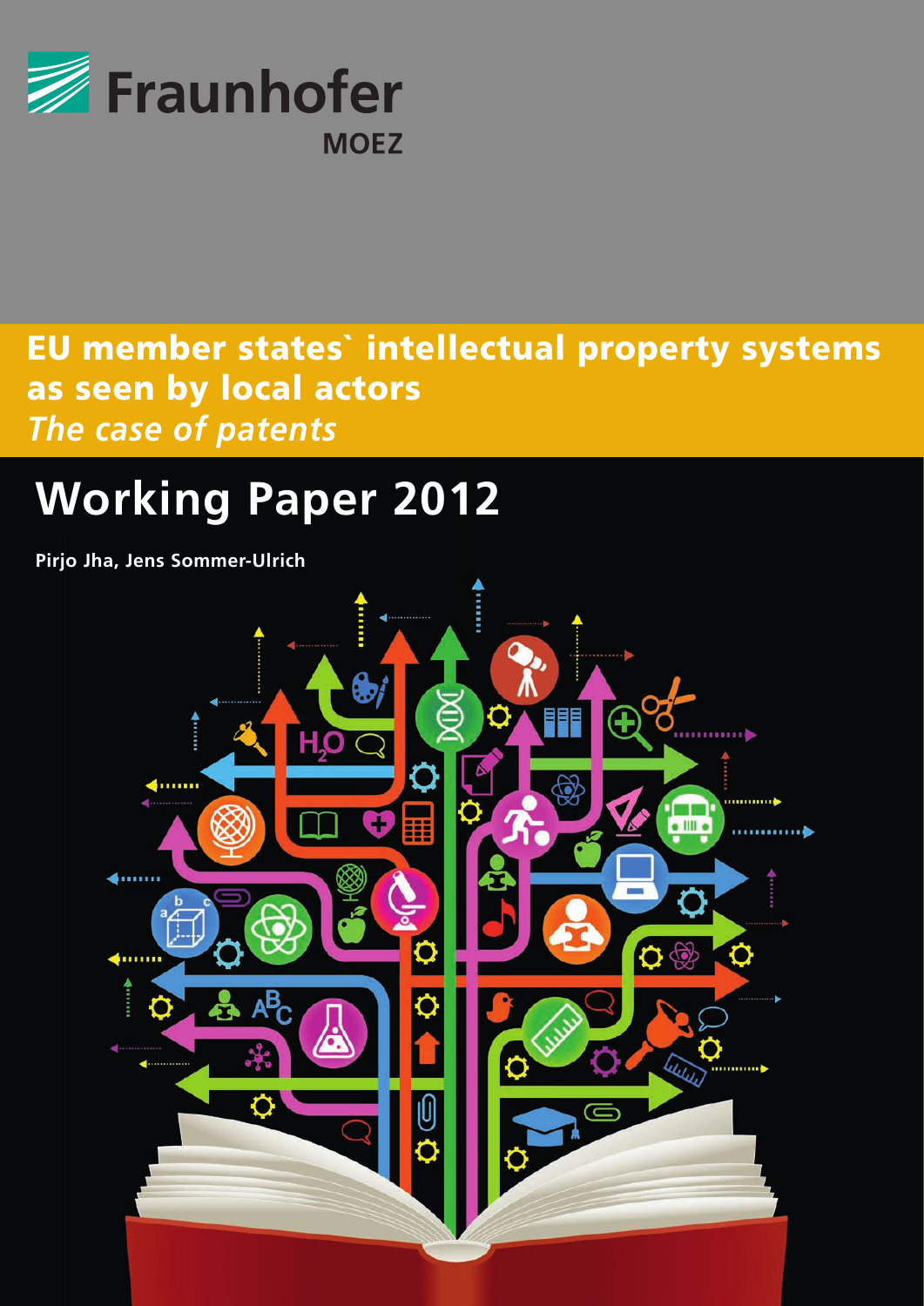Fraunhofer

MOEZ

# EU member states` intellectual property systems as seen by local actors

## *The case of patents*

# Working Paper 2012

**Pirjo Jha, Jens Sommer-Ulrich**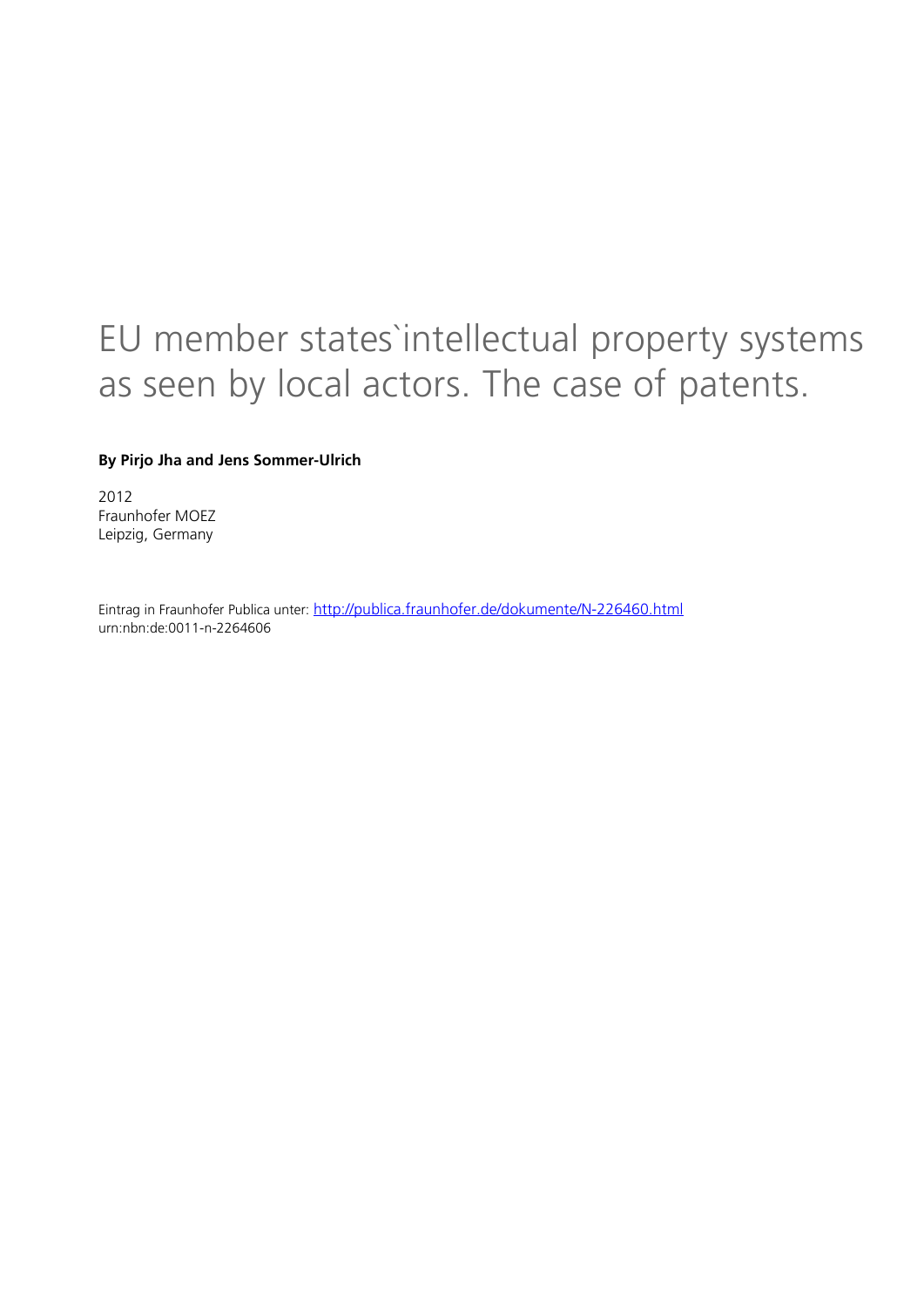# EU member states`intellectual property systems as seen by local actors. The case of patents.

**By Pirjo Jha and Jens Sommer-Ulrich**

2012
Fraunhofer MOEZ
Leipzig, Germany

Eintrag in Fraunhofer Publica unter: http://publica.fraunhofer.de/dokumente/N-226460.html
urn:nbn:de:0011-n-2264606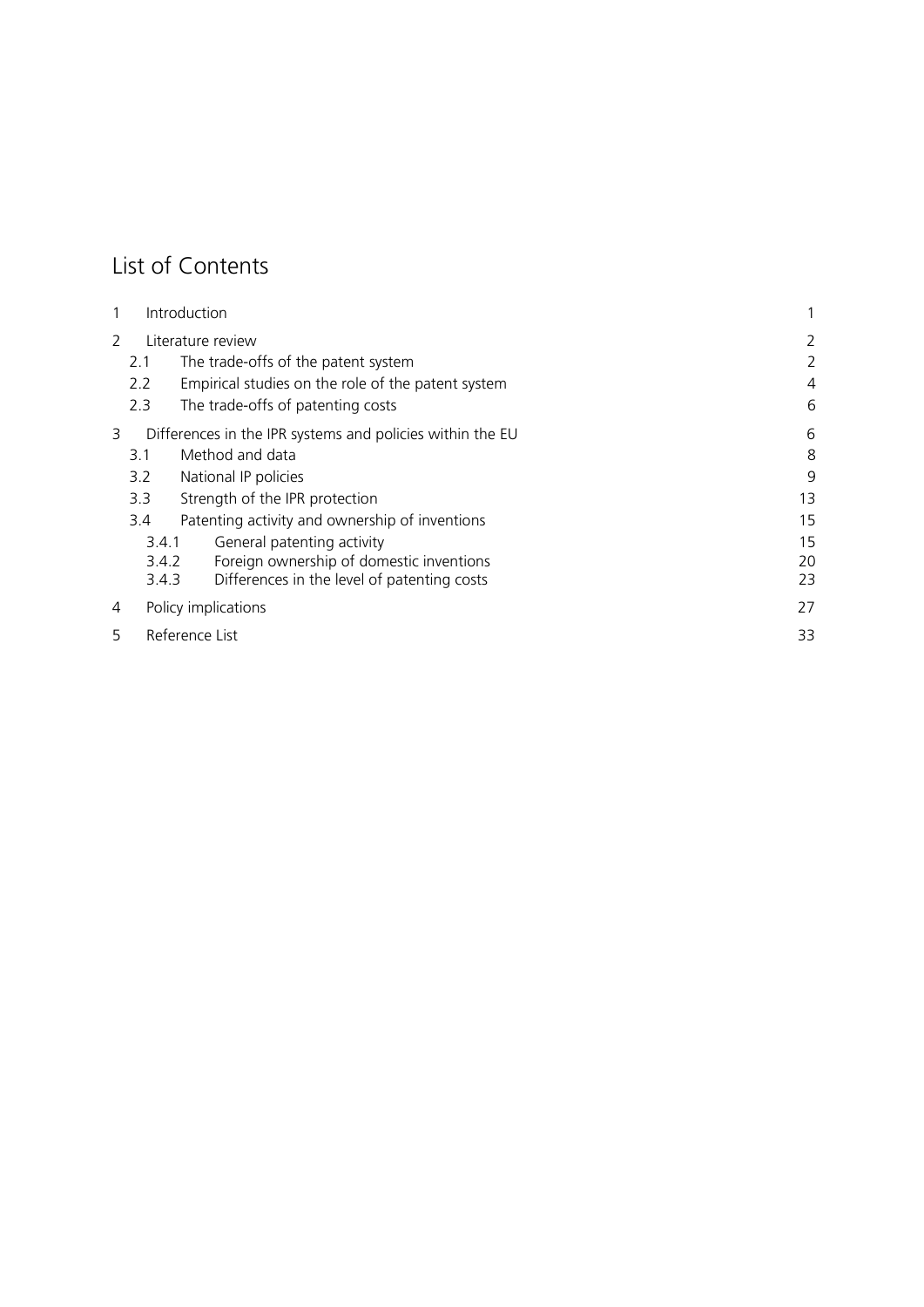# List of Contents

| | | |
|---|---|---|
| 1 | Introduction | 1 |
| 2 | Literature review | 2 |
| 2.1 | The trade-offs of the patent system | 2 |
| 2.2 | Empirical studies on the role of the patent system | 4 |
| 2.3 | The trade-offs of patenting costs | 6 |
| 3 | Differences in the IPR systems and policies within the EU | 6 |
| 3.1 | Method and data | 8 |
| 3.2 | National IP policies | 9 |
| 3.3 | Strength of the IPR protection | 13 |
| 3.4 | Patenting activity and ownership of inventions | 15 |
| 3.4.1 | General patenting activity | 15 |
| 3.4.2 | Foreign ownership of domestic inventions | 20 |
| 3.4.3 | Differences in the level of patenting costs | 23 |
| 4 | Policy implications | 27 |
| 5 | Reference List | 33 |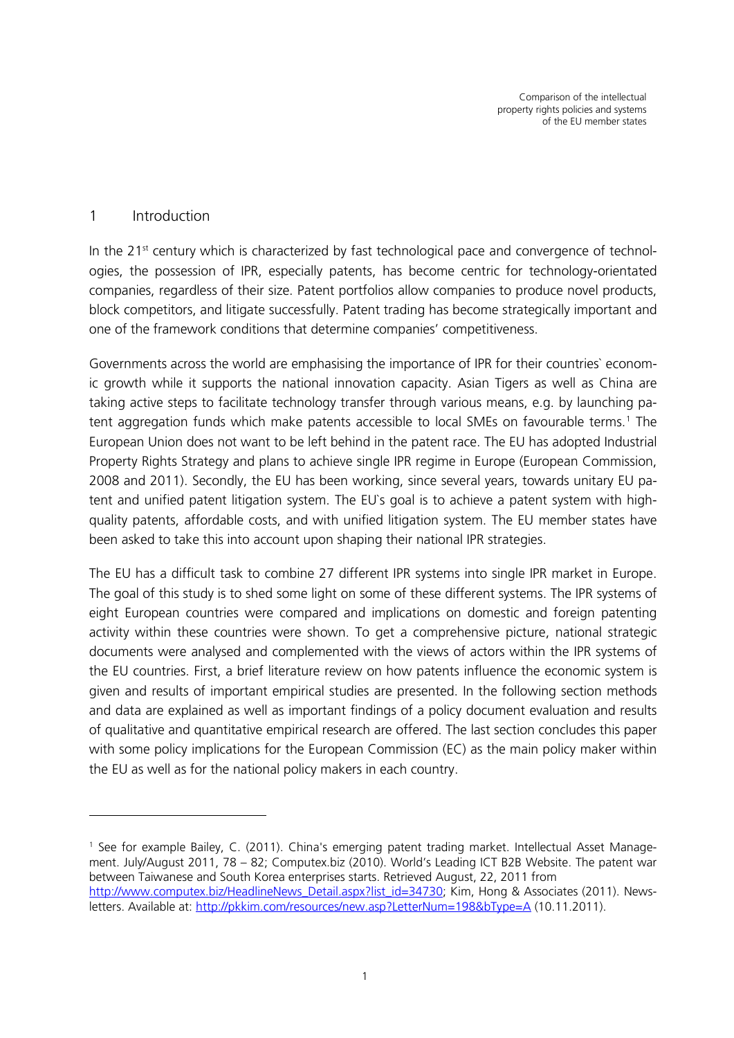# 1 Introduction

In the 21st century which is characterized by fast technological pace and convergence of technologies, the possession of IPR, especially patents, has become centric for technology-orientated companies, regardless of their size. Patent portfolios allow companies to produce novel products, block competitors, and litigate successfully. Patent trading has become strategically important and one of the framework conditions that determine companies' competitiveness.

Governments across the world are emphasising the importance of IPR for their countries` economic growth while it supports the national innovation capacity. Asian Tigers as well as China are taking active steps to facilitate technology transfer through various means, e.g. by launching patent aggregation funds which make patents accessible to local SMEs on favourable terms.[1] The European Union does not want to be left behind in the patent race. The EU has adopted Industrial Property Rights Strategy and plans to achieve single IPR regime in Europe (European Commission, 2008 and 2011). Secondly, the EU has been working, since several years, towards unitary EU patent and unified patent litigation system. The EU`s goal is to achieve a patent system with high-quality patents, affordable costs, and with unified litigation system. The EU member states have been asked to take this into account upon shaping their national IPR strategies.

The EU has a difficult task to combine 27 different IPR systems into single IPR market in Europe. The goal of this study is to shed some light on some of these different systems. The IPR systems of eight European countries were compared and implications on domestic and foreign patenting activity within these countries were shown. To get a comprehensive picture, national strategic documents were analysed and complemented with the views of actors within the IPR systems of the EU countries. First, a brief literature review on how patents influence the economic system is given and results of important empirical studies are presented. In the following section methods and data are explained as well as important findings of a policy document evaluation and results of qualitative and quantitative empirical research are offered. The last section concludes this paper with some policy implications for the European Commission (EC) as the main policy maker within the EU as well as for the national policy makers in each country.

---

[1] See for example Bailey, C. (2011). China's emerging patent trading market. Intellectual Asset Management. July/August 2011, 78 – 82; Computex.biz (2010). World's Leading ICT B2B Website. The patent war between Taiwanese and South Korea enterprises starts. Retrieved August, 22, 2011 from http://www.computex.biz/HeadlineNews_Detail.aspx?list_id=34730; Kim, Hong & Associates (2011). Newsletters. Available at: http://pkkim.com/resources/new.asp?LetterNum=198&bType=A (10.11.2011).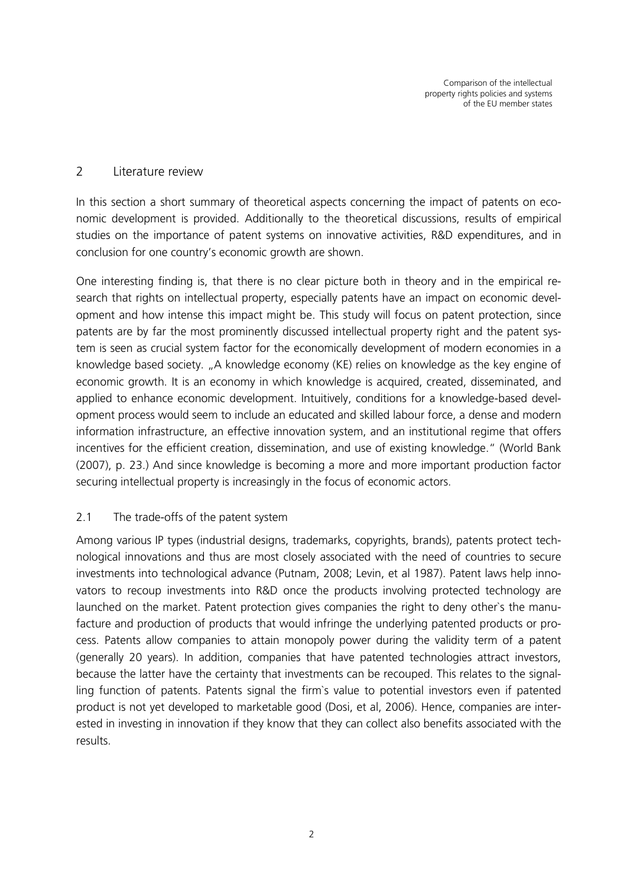## 2 Literature review

In this section a short summary of theoretical aspects concerning the impact of patents on economic development is provided. Additionally to the theoretical discussions, results of empirical studies on the importance of patent systems on innovative activities, R&D expenditures, and in conclusion for one country's economic growth are shown.

One interesting finding is, that there is no clear picture both in theory and in the empirical research that rights on intellectual property, especially patents have an impact on economic development and how intense this impact might be. This study will focus on patent protection, since patents are by far the most prominently discussed intellectual property right and the patent system is seen as crucial system factor for the economically development of modern economies in a knowledge based society. „A knowledge economy (KE) relies on knowledge as the key engine of economic growth. It is an economy in which knowledge is acquired, created, disseminated, and applied to enhance economic development. Intuitively, conditions for a knowledge-based development process would seem to include an educated and skilled labour force, a dense and modern information infrastructure, an effective innovation system, and an institutional regime that offers incentives for the efficient creation, dissemination, and use of existing knowledge." (World Bank (2007), p. 23.) And since knowledge is becoming a more and more important production factor securing intellectual property is increasingly in the focus of economic actors.

### 2.1 The trade-offs of the patent system

Among various IP types (industrial designs, trademarks, copyrights, brands), patents protect technological innovations and thus are most closely associated with the need of countries to secure investments into technological advance (Putnam, 2008; Levin, et al 1987). Patent laws help innovators to recoup investments into R&D once the products involving protected technology are launched on the market. Patent protection gives companies the right to deny other`s the manufacture and production of products that would infringe the underlying patented products or process. Patents allow companies to attain monopoly power during the validity term of a patent (generally 20 years). In addition, companies that have patented technologies attract investors, because the latter have the certainty that investments can be recouped. This relates to the signalling function of patents. Patents signal the firm`s value to potential investors even if patented product is not yet developed to marketable good (Dosi, et al, 2006). Hence, companies are interested in investing in innovation if they know that they can collect also benefits associated with the results.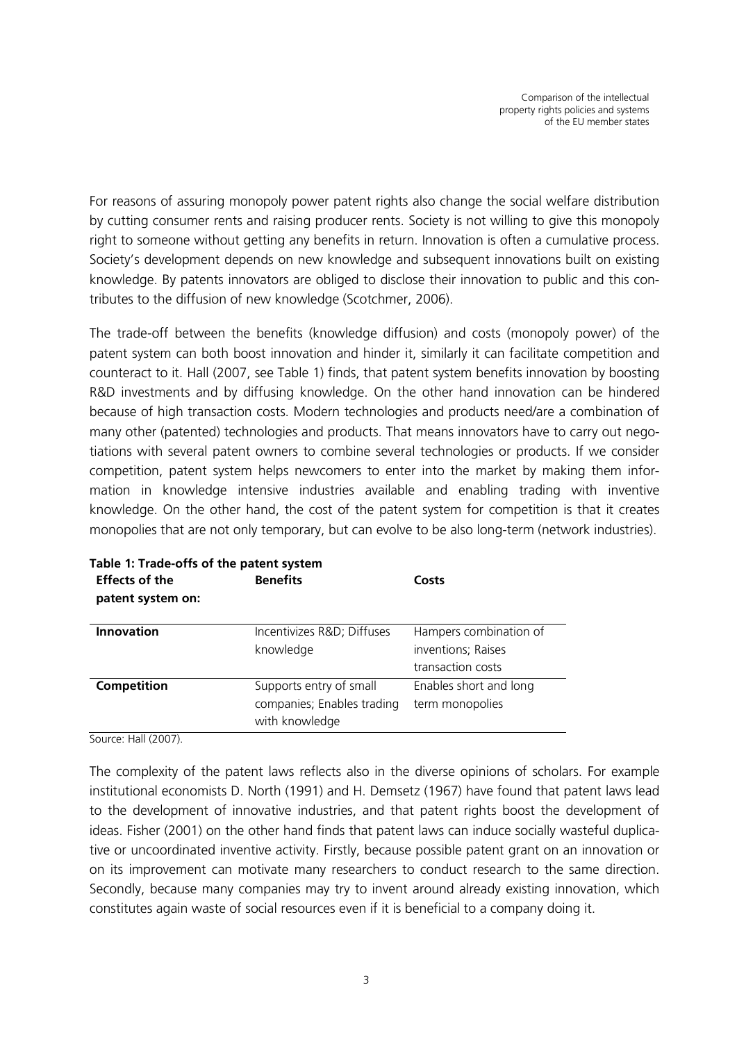For reasons of assuring monopoly power patent rights also change the social welfare distribution by cutting consumer rents and raising producer rents. Society is not willing to give this monopoly right to someone without getting any benefits in return. Innovation is often a cumulative process. Society's development depends on new knowledge and subsequent innovations built on existing knowledge. By patents innovators are obliged to disclose their innovation to public and this contributes to the diffusion of new knowledge (Scotchmer, 2006).

The trade-off between the benefits (knowledge diffusion) and costs (monopoly power) of the patent system can both boost innovation and hinder it, similarly it can facilitate competition and counteract to it. Hall (2007, see Table 1) finds, that patent system benefits innovation by boosting R&D investments and by diffusing knowledge. On the other hand innovation can be hindered because of high transaction costs. Modern technologies and products need/are a combination of many other (patented) technologies and products. That means innovators have to carry out negotiations with several patent owners to combine several technologies or products. If we consider competition, patent system helps newcomers to enter into the market by making them information in knowledge intensive industries available and enabling trading with inventive knowledge. On the other hand, the cost of the patent system for competition is that it creates monopolies that are not only temporary, but can evolve to be also long-term (network industries).

**Table 1: Trade-offs of the patent system**

| Effects of the patent system on: | Benefits | Costs |
|---|---|---|
| **Innovation** | Incentivizes R&D; Diffuses knowledge | Hampers combination of inventions; Raises transaction costs |
| **Competition** | Supports entry of small companies; Enables trading with knowledge | Enables short and long term monopolies |

Source: Hall (2007).

The complexity of the patent laws reflects also in the diverse opinions of scholars. For example institutional economists D. North (1991) and H. Demsetz (1967) have found that patent laws lead to the development of innovative industries, and that patent rights boost the development of ideas. Fisher (2001) on the other hand finds that patent laws can induce socially wasteful duplicative or uncoordinated inventive activity. Firstly, because possible patent grant on an innovation or on its improvement can motivate many researchers to conduct research to the same direction. Secondly, because many companies may try to invent around already existing innovation, which constitutes again waste of social resources even if it is beneficial to a company doing it.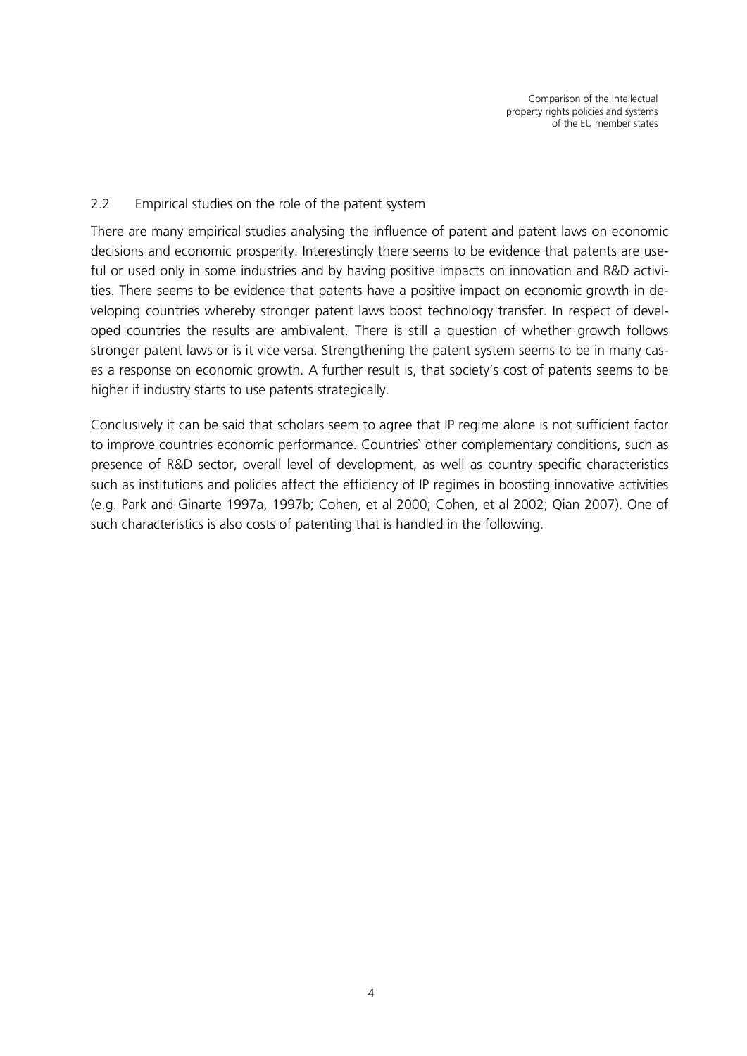## 2.2 Empirical studies on the role of the patent system

There are many empirical studies analysing the influence of patent and patent laws on economic decisions and economic prosperity. Interestingly there seems to be evidence that patents are useful or used only in some industries and by having positive impacts on innovation and R&D activities. There seems to be evidence that patents have a positive impact on economic growth in developing countries whereby stronger patent laws boost technology transfer. In respect of developed countries the results are ambivalent. There is still a question of whether growth follows stronger patent laws or is it vice versa. Strengthening the patent system seems to be in many cases a response on economic growth. A further result is, that society's cost of patents seems to be higher if industry starts to use patents strategically.

Conclusively it can be said that scholars seem to agree that IP regime alone is not sufficient factor to improve countries economic performance. Countries` other complementary conditions, such as presence of R&D sector, overall level of development, as well as country specific characteristics such as institutions and policies affect the efficiency of IP regimes in boosting innovative activities (e.g. Park and Ginarte 1997a, 1997b; Cohen, et al 2000; Cohen, et al 2002; Qian 2007). One of such characteristics is also costs of patenting that is handled in the following.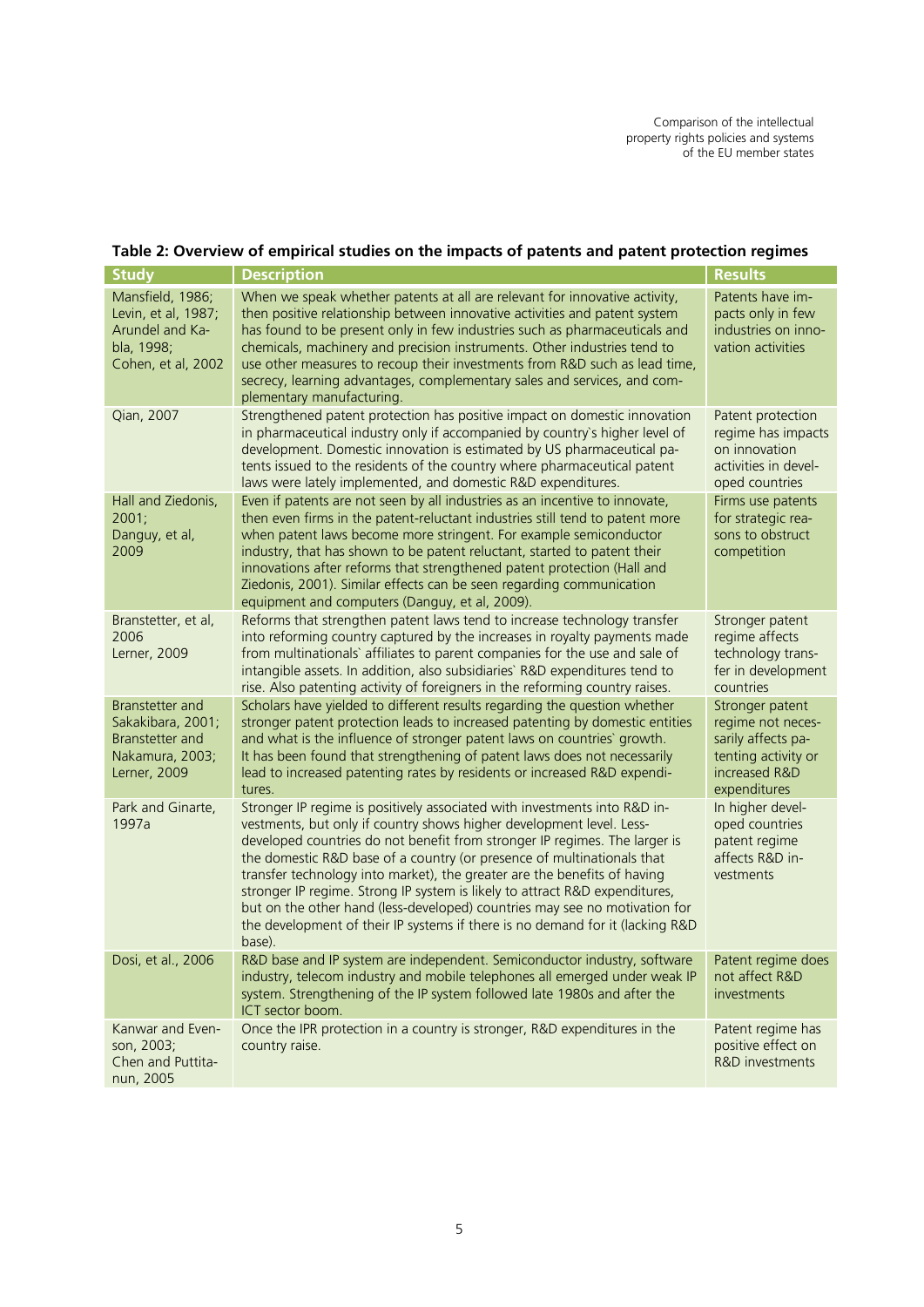**Table 2: Overview of empirical studies on the impacts of patents and patent protection regimes**

| Study | Description | Results |
|---|---|---|
| Mansfield, 1986; Levin, et al, 1987; Arundel and Kabla, 1998; Cohen, et al, 2002 | When we speak whether patents at all are relevant for innovative activity, then positive relationship between innovative activities and patent system has found to be present only in few industries such as pharmaceuticals and chemicals, machinery and precision instruments. Other industries tend to use other measures to recoup their investments from R&D such as lead time, secrecy, learning advantages, complementary sales and services, and complementary manufacturing. | Patents have impacts only in few industries on innovation activities |
| Qian, 2007 | Strengthened patent protection has positive impact on domestic innovation in pharmaceutical industry only if accompanied by country`s higher level of development. Domestic innovation is estimated by US pharmaceutical patents issued to the residents of the country where pharmaceutical patent laws were lately implemented, and domestic R&D expenditures. | Patent protection regime has impacts on innovation activities in developed countries |
| Hall and Ziedonis, 2001; Danguy, et al, 2009 | Even if patents are not seen by all industries as an incentive to innovate, then even firms in the patent-reluctant industries still tend to patent more when patent laws become more stringent. For example semiconductor industry, that has shown to be patent reluctant, started to patent their innovations after reforms that strengthened patent protection (Hall and Ziedonis, 2001). Similar effects can be seen regarding communication equipment and computers (Danguy, et al, 2009). | Firms use patents for strategic reasons to obstruct competition |
| Branstetter, et al, 2006 Lerner, 2009 | Reforms that strengthen patent laws tend to increase technology transfer into reforming country captured by the increases in royalty payments made from multinationals` affiliates to parent companies for the use and sale of intangible assets. In addition, also subsidiaries` R&D expenditures tend to rise. Also patenting activity of foreigners in the reforming country raises. | Stronger patent regime affects technology transfer in development countries |
| Branstetter and Sakakibara, 2001; Branstetter and Nakamura, 2003; Lerner, 2009 | Scholars have yielded to different results regarding the question whether stronger patent protection leads to increased patenting by domestic entities and what is the influence of stronger patent laws on countries` growth. It has been found that strengthening of patent laws does not necessarily lead to increased patenting rates by residents or increased R&D expenditures. | Stronger patent regime not necessarily affects patenting activity or increased R&D expenditures |
| Park and Ginarte, 1997a | Stronger IP regime is positively associated with investments into R&D investments, but only if country shows higher development level. Less-developed countries do not benefit from stronger IP regimes. The larger is the domestic R&D base of a country (or presence of multinationals that transfer technology into market), the greater are the benefits of having stronger IP regime. Strong IP system is likely to attract R&D expenditures, but on the other hand (less-developed) countries may see no motivation for the development of their IP systems if there is no demand for it (lacking R&D base). | In higher developed countries patent regime affects R&D investments |
| Dosi, et al., 2006 | R&D base and IP system are independent. Semiconductor industry, software industry, telecom industry and mobile telephones all emerged under weak IP system. Strengthening of the IP system followed late 1980s and after the ICT sector boom. | Patent regime does not affect R&D investments |
| Kanwar and Evenson, 2003; Chen and Puttitanun, 2005 | Once the IPR protection in a country is stronger, R&D expenditures in the country raise. | Patent regime has positive effect on R&D investments |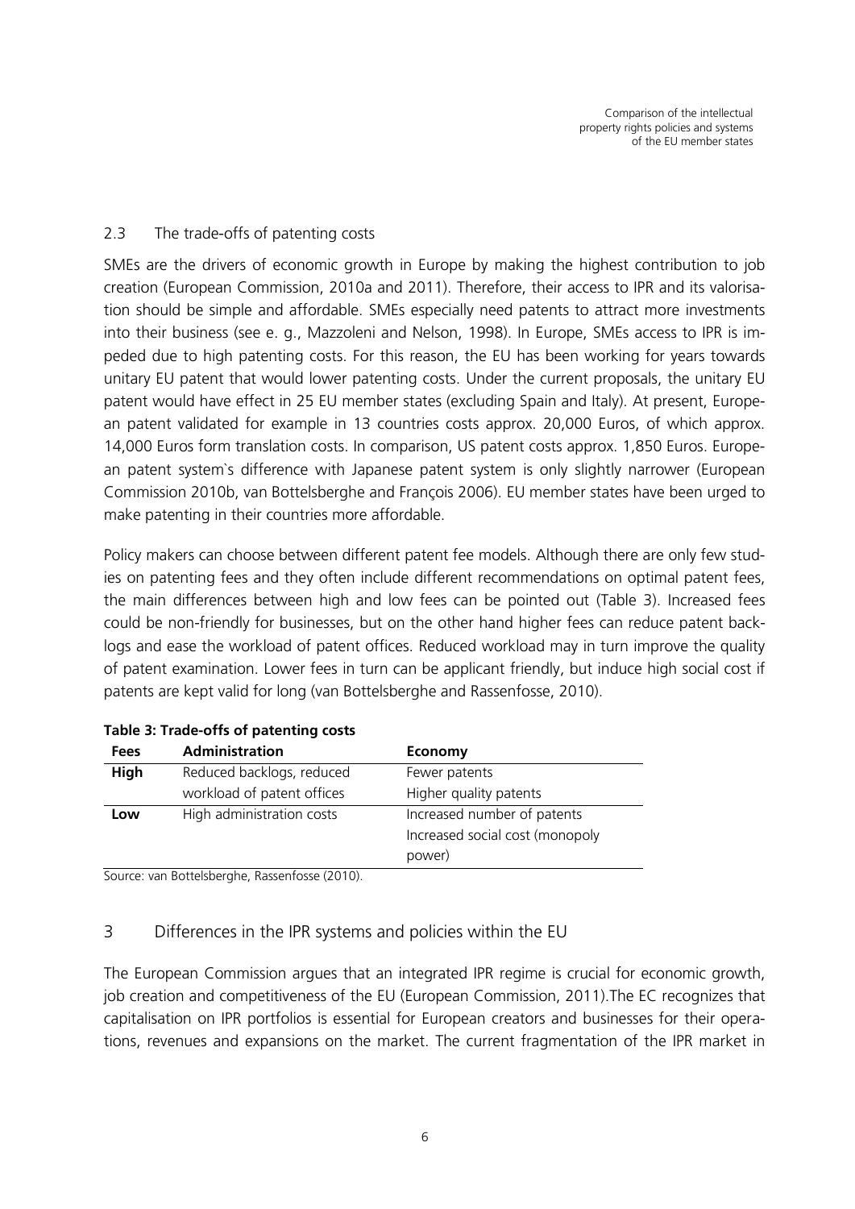## 2.3 The trade-offs of patenting costs

SMEs are the drivers of economic growth in Europe by making the highest contribution to job creation (European Commission, 2010a and 2011). Therefore, their access to IPR and its valorisation should be simple and affordable. SMEs especially need patents to attract more investments into their business (see e. g., Mazzoleni and Nelson, 1998). In Europe, SMEs access to IPR is impeded due to high patenting costs. For this reason, the EU has been working for years towards unitary EU patent that would lower patenting costs. Under the current proposals, the unitary EU patent would have effect in 25 EU member states (excluding Spain and Italy). At present, European patent validated for example in 13 countries costs approx. 20,000 Euros, of which approx. 14,000 Euros form translation costs. In comparison, US patent costs approx. 1,850 Euros. European patent system`s difference with Japanese patent system is only slightly narrower (European Commission 2010b, van Bottelsberghe and François 2006). EU member states have been urged to make patenting in their countries more affordable.

Policy makers can choose between different patent fee models. Although there are only few studies on patenting fees and they often include different recommendations on optimal patent fees, the main differences between high and low fees can be pointed out (Table 3). Increased fees could be non-friendly for businesses, but on the other hand higher fees can reduce patent backlogs and ease the workload of patent offices. Reduced workload may in turn improve the quality of patent examination. Lower fees in turn can be applicant friendly, but induce high social cost if patents are kept valid for long (van Bottelsberghe and Rassenfosse, 2010).

**Table 3: Trade-offs of patenting costs**

| Fees | Administration | Economy |
|---|---|---|
| **High** | Reduced backlogs, reduced workload of patent offices | Fewer patents<br>Higher quality patents |
| **Low** | High administration costs | Increased number of patents<br>Increased social cost (monopoly power) |

Source: van Bottelsberghe, Rassenfosse (2010).

# 3 Differences in the IPR systems and policies within the EU

The European Commission argues that an integrated IPR regime is crucial for economic growth, job creation and competitiveness of the EU (European Commission, 2011).The EC recognizes that capitalisation on IPR portfolios is essential for European creators and businesses for their operations, revenues and expansions on the market. The current fragmentation of the IPR market in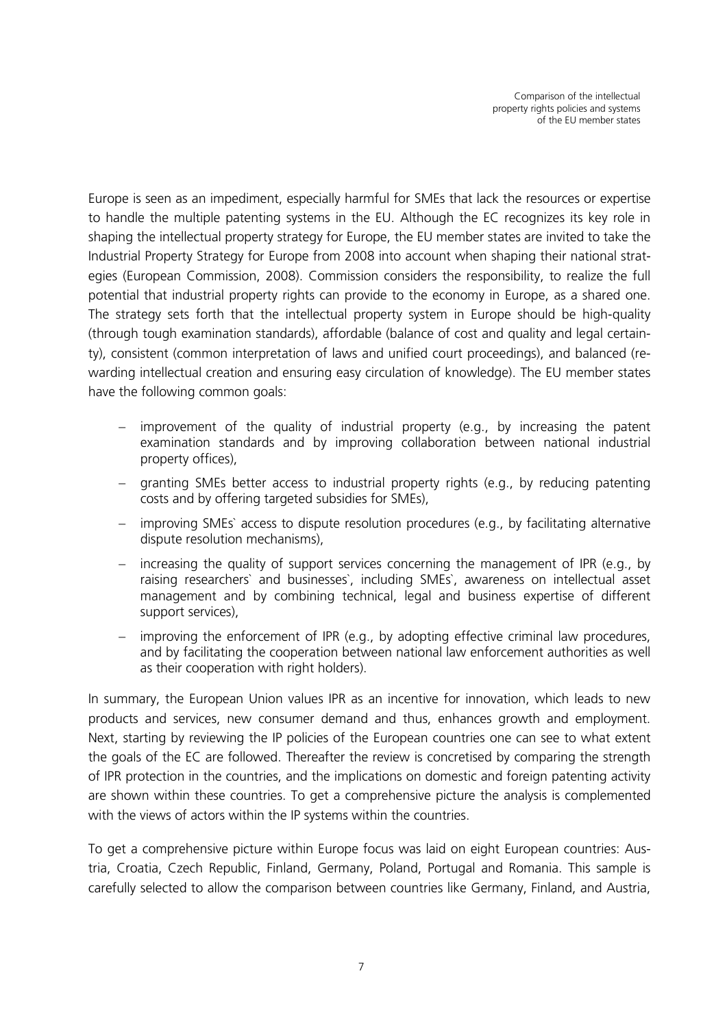Europe is seen as an impediment, especially harmful for SMEs that lack the resources or expertise to handle the multiple patenting systems in the EU. Although the EC recognizes its key role in shaping the intellectual property strategy for Europe, the EU member states are invited to take the Industrial Property Strategy for Europe from 2008 into account when shaping their national strategies (European Commission, 2008). Commission considers the responsibility, to realize the full potential that industrial property rights can provide to the economy in Europe, as a shared one. The strategy sets forth that the intellectual property system in Europe should be high-quality (through tough examination standards), affordable (balance of cost and quality and legal certainty), consistent (common interpretation of laws and unified court proceedings), and balanced (rewarding intellectual creation and ensuring easy circulation of knowledge). The EU member states have the following common goals:

- improvement of the quality of industrial property (e.g., by increasing the patent examination standards and by improving collaboration between national industrial property offices),
- granting SMEs better access to industrial property rights (e.g., by reducing patenting costs and by offering targeted subsidies for SMEs),
- improving SMEs` access to dispute resolution procedures (e.g., by facilitating alternative dispute resolution mechanisms),
- increasing the quality of support services concerning the management of IPR (e.g., by raising researchers` and businesses`, including SMEs`, awareness on intellectual asset management and by combining technical, legal and business expertise of different support services),
- improving the enforcement of IPR (e.g., by adopting effective criminal law procedures, and by facilitating the cooperation between national law enforcement authorities as well as their cooperation with right holders).

In summary, the European Union values IPR as an incentive for innovation, which leads to new products and services, new consumer demand and thus, enhances growth and employment. Next, starting by reviewing the IP policies of the European countries one can see to what extent the goals of the EC are followed. Thereafter the review is concretised by comparing the strength of IPR protection in the countries, and the implications on domestic and foreign patenting activity are shown within these countries. To get a comprehensive picture the analysis is complemented with the views of actors within the IP systems within the countries.

To get a comprehensive picture within Europe focus was laid on eight European countries: Austria, Croatia, Czech Republic, Finland, Germany, Poland, Portugal and Romania. This sample is carefully selected to allow the comparison between countries like Germany, Finland, and Austria,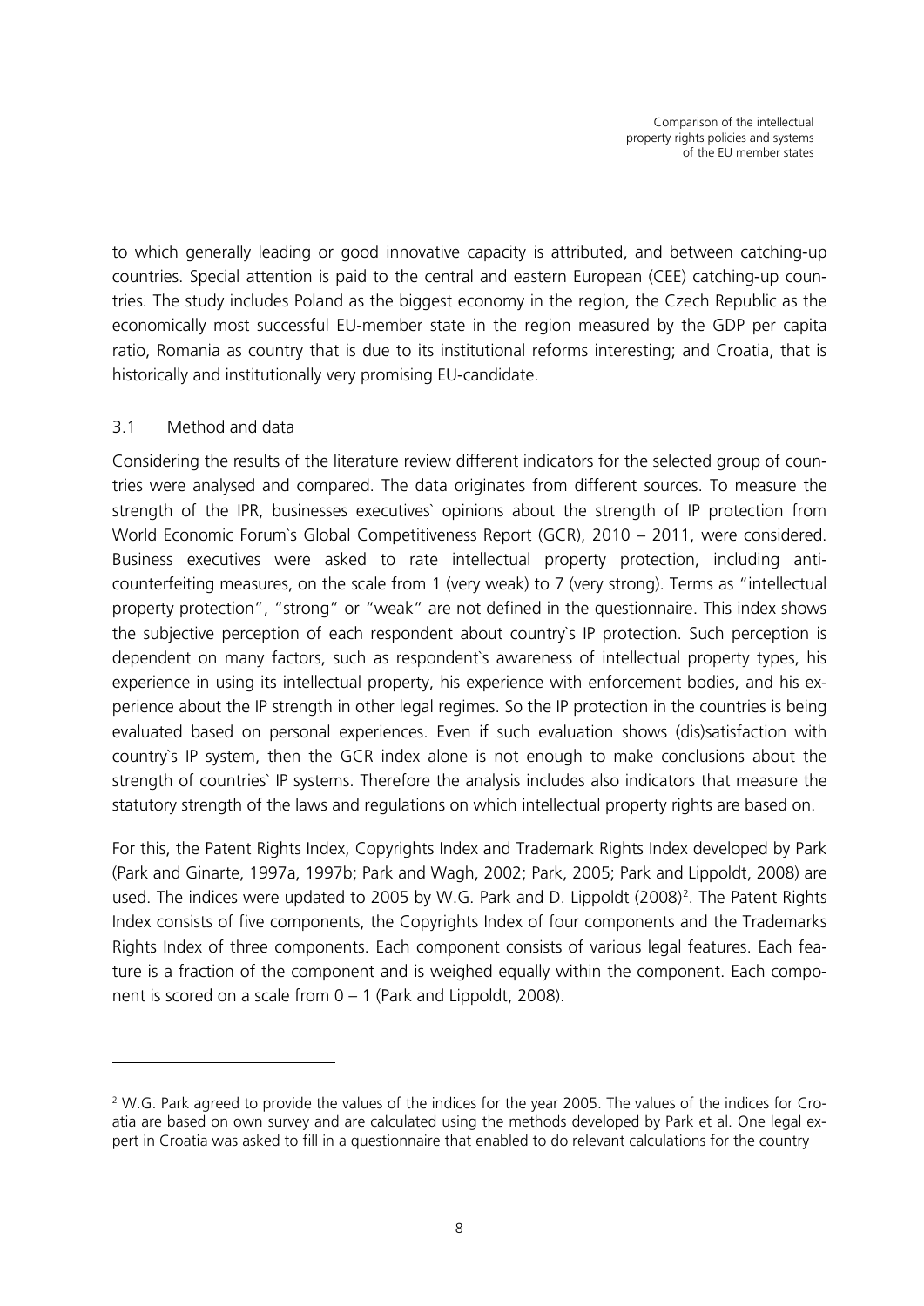to which generally leading or good innovative capacity is attributed, and between catching-up countries. Special attention is paid to the central and eastern European (CEE) catching-up countries. The study includes Poland as the biggest economy in the region, the Czech Republic as the economically most successful EU-member state in the region measured by the GDP per capita ratio, Romania as country that is due to its institutional reforms interesting; and Croatia, that is historically and institutionally very promising EU-candidate.

## 3.1 Method and data

Considering the results of the literature review different indicators for the selected group of countries were analysed and compared. The data originates from different sources. To measure the strength of the IPR, businesses executives` opinions about the strength of IP protection from World Economic Forum`s Global Competitiveness Report (GCR), 2010 – 2011, were considered. Business executives were asked to rate intellectual property protection, including anti-counterfeiting measures, on the scale from 1 (very weak) to 7 (very strong). Terms as "intellectual property protection", "strong" or "weak" are not defined in the questionnaire. This index shows the subjective perception of each respondent about country`s IP protection. Such perception is dependent on many factors, such as respondent`s awareness of intellectual property types, his experience in using its intellectual property, his experience with enforcement bodies, and his experience about the IP strength in other legal regimes. So the IP protection in the countries is being evaluated based on personal experiences. Even if such evaluation shows (dis)satisfaction with country`s IP system, then the GCR index alone is not enough to make conclusions about the strength of countries` IP systems. Therefore the analysis includes also indicators that measure the statutory strength of the laws and regulations on which intellectual property rights are based on.

For this, the Patent Rights Index, Copyrights Index and Trademark Rights Index developed by Park (Park and Ginarte, 1997a, 1997b; Park and Wagh, 2002; Park, 2005; Park and Lippoldt, 2008) are used. The indices were updated to 2005 by W.G. Park and D. Lippoldt (2008)[2]. The Patent Rights Index consists of five components, the Copyrights Index of four components and the Trademarks Rights Index of three components. Each component consists of various legal features. Each feature is a fraction of the component and is weighed equally within the component. Each component is scored on a scale from 0 – 1 (Park and Lippoldt, 2008).

---

[2] W.G. Park agreed to provide the values of the indices for the year 2005. The values of the indices for Croatia are based on own survey and are calculated using the methods developed by Park et al. One legal expert in Croatia was asked to fill in a questionnaire that enabled to do relevant calculations for the country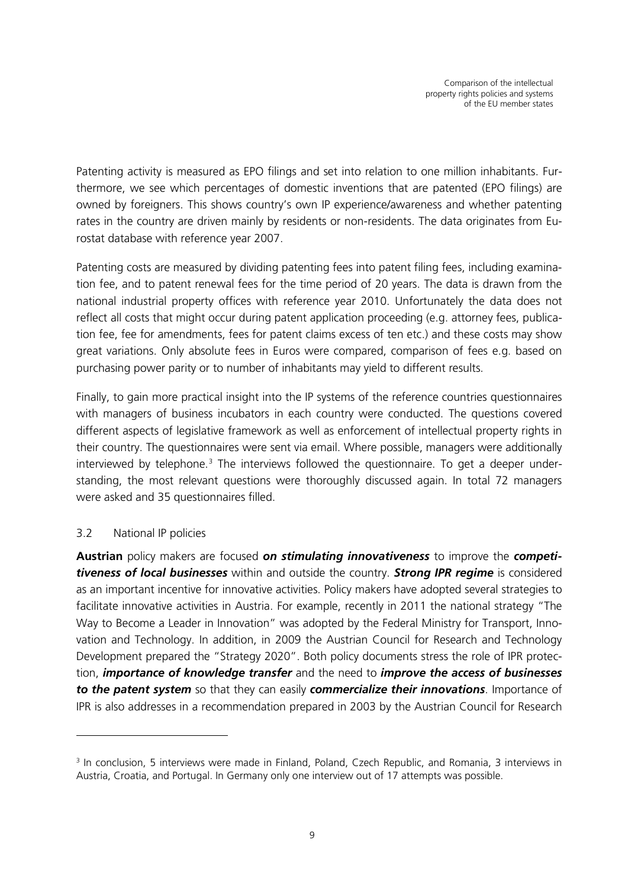Patenting activity is measured as EPO filings and set into relation to one million inhabitants. Furthermore, we see which percentages of domestic inventions that are patented (EPO filings) are owned by foreigners. This shows country's own IP experience/awareness and whether patenting rates in the country are driven mainly by residents or non-residents. The data originates from Eurostat database with reference year 2007.

Patenting costs are measured by dividing patenting fees into patent filing fees, including examination fee, and to patent renewal fees for the time period of 20 years. The data is drawn from the national industrial property offices with reference year 2010. Unfortunately the data does not reflect all costs that might occur during patent application proceeding (e.g. attorney fees, publication fee, fee for amendments, fees for patent claims excess of ten etc.) and these costs may show great variations. Only absolute fees in Euros were compared, comparison of fees e.g. based on purchasing power parity or to number of inhabitants may yield to different results.

Finally, to gain more practical insight into the IP systems of the reference countries questionnaires with managers of business incubators in each country were conducted. The questions covered different aspects of legislative framework as well as enforcement of intellectual property rights in their country. The questionnaires were sent via email. Where possible, managers were additionally interviewed by telephone.[3] The interviews followed the questionnaire. To get a deeper understanding, the most relevant questions were thoroughly discussed again. In total 72 managers were asked and 35 questionnaires filled.

## 3.2 National IP policies

**Austrian** policy makers are focused ***on stimulating innovativeness*** to improve the ***competitiveness of local businesses*** within and outside the country. ***Strong IPR regime*** is considered as an important incentive for innovative activities. Policy makers have adopted several strategies to facilitate innovative activities in Austria. For example, recently in 2011 the national strategy "The Way to Become a Leader in Innovation" was adopted by the Federal Ministry for Transport, Innovation and Technology. In addition, in 2009 the Austrian Council for Research and Technology Development prepared the "Strategy 2020". Both policy documents stress the role of IPR protection, ***importance of knowledge transfer*** and the need to ***improve the access of businesses to the patent system*** so that they can easily ***commercialize their innovations***. Importance of IPR is also addresses in a recommendation prepared in 2003 by the Austrian Council for Research

[3] In conclusion, 5 interviews were made in Finland, Poland, Czech Republic, and Romania, 3 interviews in Austria, Croatia, and Portugal. In Germany only one interview out of 17 attempts was possible.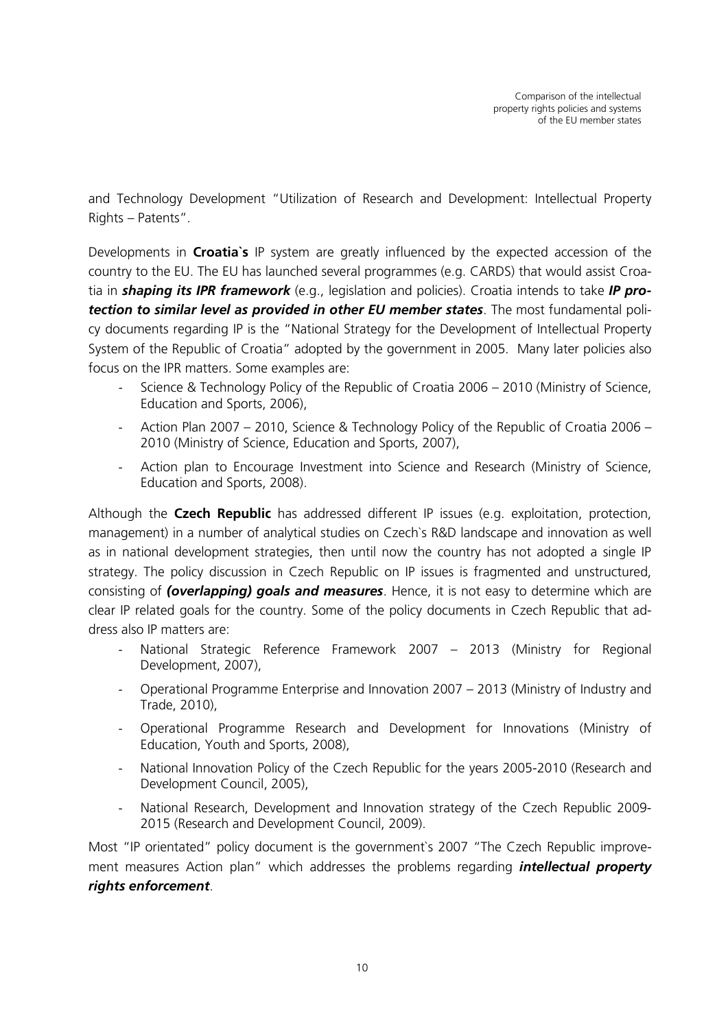and Technology Development "Utilization of Research and Development: Intellectual Property Rights – Patents".

Developments in **Croatia`s** IP system are greatly influenced by the expected accession of the country to the EU. The EU has launched several programmes (e.g. CARDS) that would assist Croatia in ***shaping its IPR framework*** (e.g., legislation and policies). Croatia intends to take ***IP protection to similar level as provided in other EU member states***. The most fundamental policy documents regarding IP is the "National Strategy for the Development of Intellectual Property System of the Republic of Croatia" adopted by the government in 2005. Many later policies also focus on the IPR matters. Some examples are:

- Science & Technology Policy of the Republic of Croatia 2006 – 2010 (Ministry of Science, Education and Sports, 2006),
- Action Plan 2007 – 2010, Science & Technology Policy of the Republic of Croatia 2006 – 2010 (Ministry of Science, Education and Sports, 2007),
- Action plan to Encourage Investment into Science and Research (Ministry of Science, Education and Sports, 2008).

Although the **Czech Republic** has addressed different IP issues (e.g. exploitation, protection, management) in a number of analytical studies on Czech`s R&D landscape and innovation as well as in national development strategies, then until now the country has not adopted a single IP strategy. The policy discussion in Czech Republic on IP issues is fragmented and unstructured, consisting of ***(overlapping) goals and measures***. Hence, it is not easy to determine which are clear IP related goals for the country. Some of the policy documents in Czech Republic that address also IP matters are:

- National Strategic Reference Framework 2007 – 2013 (Ministry for Regional Development, 2007),
- Operational Programme Enterprise and Innovation 2007 – 2013 (Ministry of Industry and Trade, 2010),
- Operational Programme Research and Development for Innovations (Ministry of Education, Youth and Sports, 2008),
- National Innovation Policy of the Czech Republic for the years 2005-2010 (Research and Development Council, 2005),
- National Research, Development and Innovation strategy of the Czech Republic 2009-2015 (Research and Development Council, 2009).

Most "IP orientated" policy document is the government`s 2007 "The Czech Republic improvement measures Action plan" which addresses the problems regarding ***intellectual property rights enforcement***.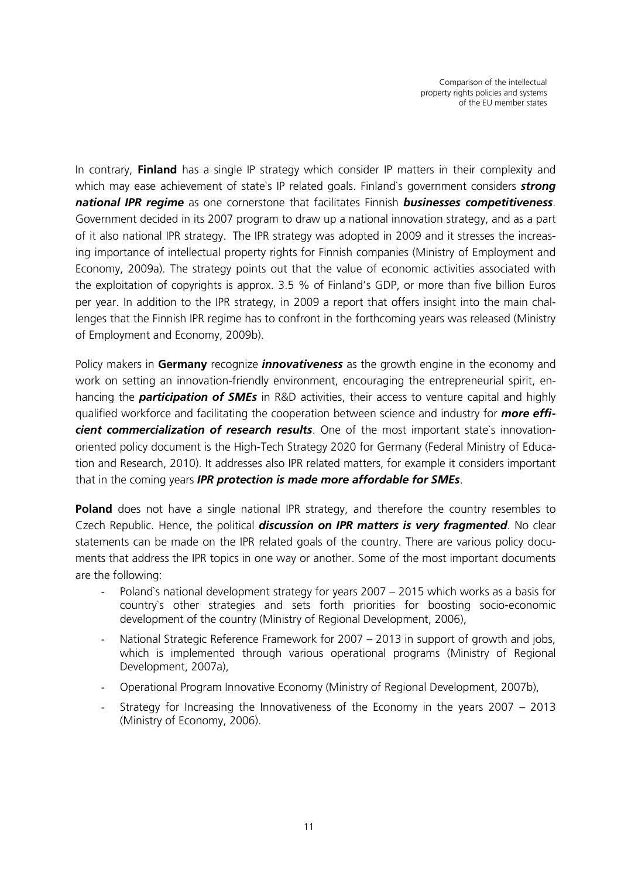In contrary, **Finland** has a single IP strategy which consider IP matters in their complexity and which may ease achievement of state`s IP related goals. Finland`s government considers ***strong national IPR regime*** as one cornerstone that facilitates Finnish ***businesses competitiveness***. Government decided in its 2007 program to draw up a national innovation strategy, and as a part of it also national IPR strategy. The IPR strategy was adopted in 2009 and it stresses the increasing importance of intellectual property rights for Finnish companies (Ministry of Employment and Economy, 2009a). The strategy points out that the value of economic activities associated with the exploitation of copyrights is approx. 3.5 % of Finland's GDP, or more than five billion Euros per year. In addition to the IPR strategy, in 2009 a report that offers insight into the main challenges that the Finnish IPR regime has to confront in the forthcoming years was released (Ministry of Employment and Economy, 2009b).

Policy makers in **Germany** recognize ***innovativeness*** as the growth engine in the economy and work on setting an innovation-friendly environment, encouraging the entrepreneurial spirit, enhancing the ***participation of SMEs*** in R&D activities, their access to venture capital and highly qualified workforce and facilitating the cooperation between science and industry for ***more efficient commercialization of research results***. One of the most important state`s innovation-oriented policy document is the High-Tech Strategy 2020 for Germany (Federal Ministry of Education and Research, 2010). It addresses also IPR related matters, for example it considers important that in the coming years ***IPR protection is made more affordable for SMEs***.

**Poland** does not have a single national IPR strategy, and therefore the country resembles to Czech Republic. Hence, the political ***discussion on IPR matters is very fragmented***. No clear statements can be made on the IPR related goals of the country. There are various policy documents that address the IPR topics in one way or another. Some of the most important documents are the following:

- Poland`s national development strategy for years 2007 – 2015 which works as a basis for country`s other strategies and sets forth priorities for boosting socio-economic development of the country (Ministry of Regional Development, 2006),
- National Strategic Reference Framework for 2007 – 2013 in support of growth and jobs, which is implemented through various operational programs (Ministry of Regional Development, 2007a),
- Operational Program Innovative Economy (Ministry of Regional Development, 2007b),
- Strategy for Increasing the Innovativeness of the Economy in the years 2007 – 2013 (Ministry of Economy, 2006).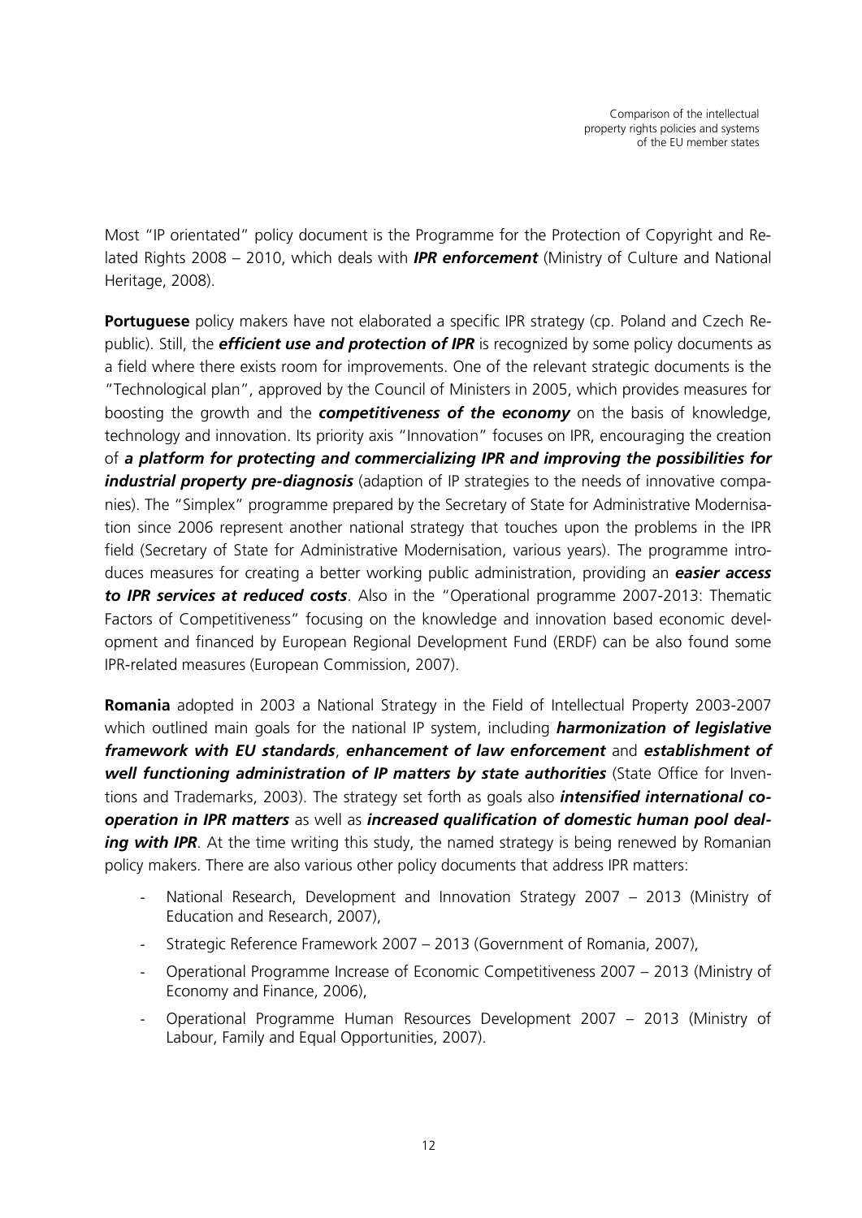Most "IP orientated" policy document is the Programme for the Protection of Copyright and Related Rights 2008 – 2010, which deals with ***IPR enforcement*** (Ministry of Culture and National Heritage, 2008).

**Portuguese** policy makers have not elaborated a specific IPR strategy (cp. Poland and Czech Republic). Still, the ***efficient use and protection of IPR*** is recognized by some policy documents as a field where there exists room for improvements. One of the relevant strategic documents is the "Technological plan", approved by the Council of Ministers in 2005, which provides measures for boosting the growth and the ***competitiveness of the economy*** on the basis of knowledge, technology and innovation. Its priority axis "Innovation" focuses on IPR, encouraging the creation of ***a platform for protecting and commercializing IPR and improving the possibilities for industrial property pre-diagnosis*** (adaption of IP strategies to the needs of innovative companies). The "Simplex" programme prepared by the Secretary of State for Administrative Modernisation since 2006 represent another national strategy that touches upon the problems in the IPR field (Secretary of State for Administrative Modernisation, various years). The programme introduces measures for creating a better working public administration, providing an ***easier access to IPR services at reduced costs***. Also in the "Operational programme 2007-2013: Thematic Factors of Competitiveness" focusing on the knowledge and innovation based economic development and financed by European Regional Development Fund (ERDF) can be also found some IPR-related measures (European Commission, 2007).

**Romania** adopted in 2003 a National Strategy in the Field of Intellectual Property 2003-2007 which outlined main goals for the national IP system, including ***harmonization of legislative framework with EU standards***, ***enhancement of law enforcement*** and ***establishment of well functioning administration of IP matters by state authorities*** (State Office for Inventions and Trademarks, 2003). The strategy set forth as goals also ***intensified international co-operation in IPR matters*** as well as ***increased qualification of domestic human pool dealing with IPR***. At the time writing this study, the named strategy is being renewed by Romanian policy makers. There are also various other policy documents that address IPR matters:

- National Research, Development and Innovation Strategy 2007 – 2013 (Ministry of Education and Research, 2007),
- Strategic Reference Framework 2007 – 2013 (Government of Romania, 2007),
- Operational Programme Increase of Economic Competitiveness 2007 – 2013 (Ministry of Economy and Finance, 2006),
- Operational Programme Human Resources Development 2007 – 2013 (Ministry of Labour, Family and Equal Opportunities, 2007).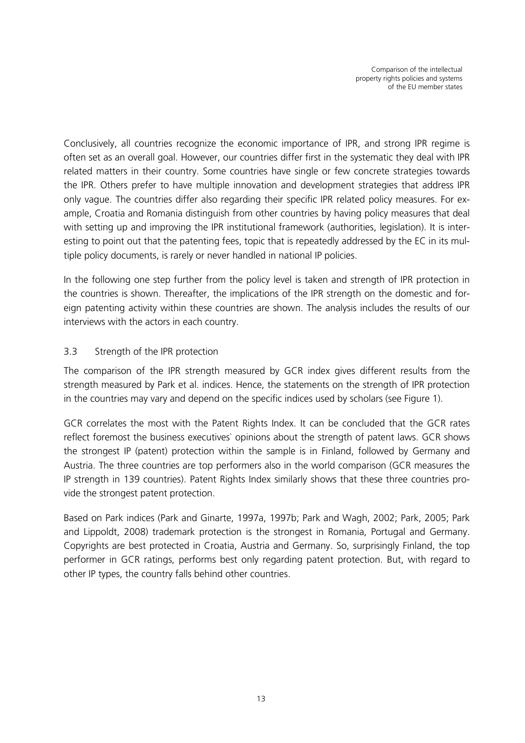Conclusively, all countries recognize the economic importance of IPR, and strong IPR regime is often set as an overall goal. However, our countries differ first in the systematic they deal with IPR related matters in their country. Some countries have single or few concrete strategies towards the IPR. Others prefer to have multiple innovation and development strategies that address IPR only vague. The countries differ also regarding their specific IPR related policy measures. For example, Croatia and Romania distinguish from other countries by having policy measures that deal with setting up and improving the IPR institutional framework (authorities, legislation). It is interesting to point out that the patenting fees, topic that is repeatedly addressed by the EC in its multiple policy documents, is rarely or never handled in national IP policies.

In the following one step further from the policy level is taken and strength of IPR protection in the countries is shown. Thereafter, the implications of the IPR strength on the domestic and foreign patenting activity within these countries are shown. The analysis includes the results of our interviews with the actors in each country.

## 3.3 Strength of the IPR protection

The comparison of the IPR strength measured by GCR index gives different results from the strength measured by Park et al. indices. Hence, the statements on the strength of IPR protection in the countries may vary and depend on the specific indices used by scholars (see Figure 1).

GCR correlates the most with the Patent Rights Index. It can be concluded that the GCR rates reflect foremost the business executives` opinions about the strength of patent laws. GCR shows the strongest IP (patent) protection within the sample is in Finland, followed by Germany and Austria. The three countries are top performers also in the world comparison (GCR measures the IP strength in 139 countries). Patent Rights Index similarly shows that these three countries provide the strongest patent protection.

Based on Park indices (Park and Ginarte, 1997a, 1997b; Park and Wagh, 2002; Park, 2005; Park and Lippoldt, 2008) trademark protection is the strongest in Romania, Portugal and Germany. Copyrights are best protected in Croatia, Austria and Germany. So, surprisingly Finland, the top performer in GCR ratings, performs best only regarding patent protection. But, with regard to other IP types, the country falls behind other countries.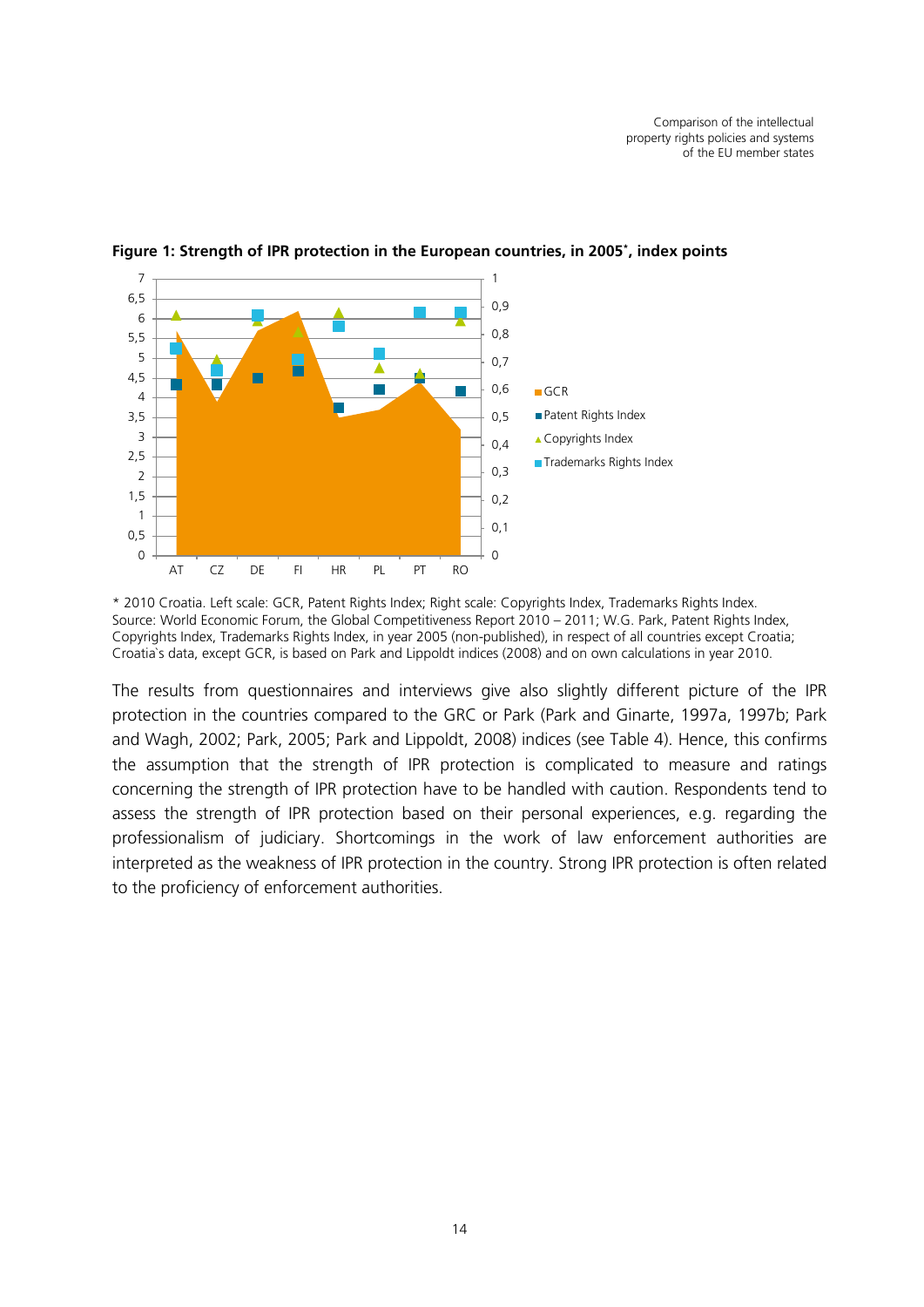**Figure 1: Strength of IPR protection in the European countries, in 2005*, index points**

\* 2010 Croatia. Left scale: GCR, Patent Rights Index; Right scale: Copyrights Index, Trademarks Rights Index.
Source: World Economic Forum, the Global Competitiveness Report 2010 – 2011; W.G. Park, Patent Rights Index, Copyrights Index, Trademarks Rights Index, in year 2005 (non-published), in respect of all countries except Croatia; Croatia`s data, except GCR, is based on Park and Lippoldt indices (2008) and on own calculations in year 2010.

The results from questionnaires and interviews give also slightly different picture of the IPR protection in the countries compared to the GRC or Park (Park and Ginarte, 1997a, 1997b; Park and Wagh, 2002; Park, 2005; Park and Lippoldt, 2008) indices (see Table 4). Hence, this confirms the assumption that the strength of IPR protection is complicated to measure and ratings concerning the strength of IPR protection have to be handled with caution. Respondents tend to assess the strength of IPR protection based on their personal experiences, e.g. regarding the professionalism of judiciary. Shortcomings in the work of law enforcement authorities are interpreted as the weakness of IPR protection in the country. Strong IPR protection is often related to the proficiency of enforcement authorities.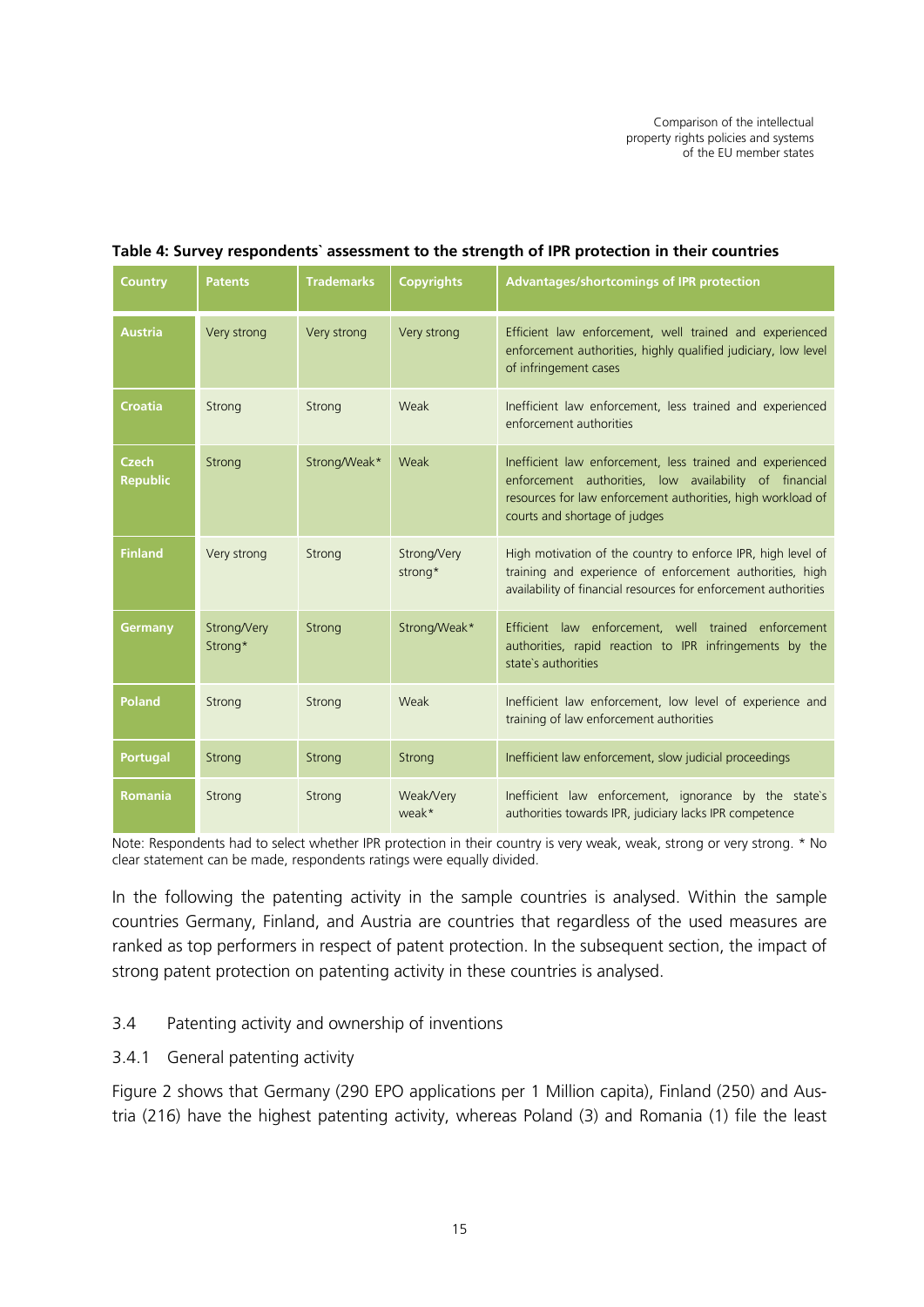**Table 4: Survey respondents` assessment to the strength of IPR protection in their countries**

| Country | Patents | Trademarks | Copyrights | Advantages/shortcomings of IPR protection |
|---|---|---|---|---|
| Austria | Very strong | Very strong | Very strong | Efficient law enforcement, well trained and experienced enforcement authorities, highly qualified judiciary, low level of infringement cases |
| Croatia | Strong | Strong | Weak | Inefficient law enforcement, less trained and experienced enforcement authorities |
| Czech Republic | Strong | Strong/Weak* | Weak | Inefficient law enforcement, less trained and experienced enforcement authorities, low availability of financial resources for law enforcement authorities, high workload of courts and shortage of judges |
| Finland | Very strong | Strong | Strong/Very strong* | High motivation of the country to enforce IPR, high level of training and experience of enforcement authorities, high availability of financial resources for enforcement authorities |
| Germany | Strong/Very Strong* | Strong | Strong/Weak* | Efficient law enforcement, well trained enforcement authorities, rapid reaction to IPR infringements by the state`s authorities |
| Poland | Strong | Strong | Weak | Inefficient law enforcement, low level of experience and training of law enforcement authorities |
| Portugal | Strong | Strong | Strong | Inefficient law enforcement, slow judicial proceedings |
| Romania | Strong | Strong | Weak/Very weak* | Inefficient law enforcement, ignorance by the state`s authorities towards IPR, judiciary lacks IPR competence |

Note: Respondents had to select whether IPR protection in their country is very weak, weak, strong or very strong. * No clear statement can be made, respondents ratings were equally divided.

In the following the patenting activity in the sample countries is analysed. Within the sample countries Germany, Finland, and Austria are countries that regardless of the used measures are ranked as top performers in respect of patent protection. In the subsequent section, the impact of strong patent protection on patenting activity in these countries is analysed.

## 3.4 Patenting activity and ownership of inventions

### 3.4.1 General patenting activity

Figure 2 shows that Germany (290 EPO applications per 1 Million capita), Finland (250) and Austria (216) have the highest patenting activity, whereas Poland (3) and Romania (1) file the least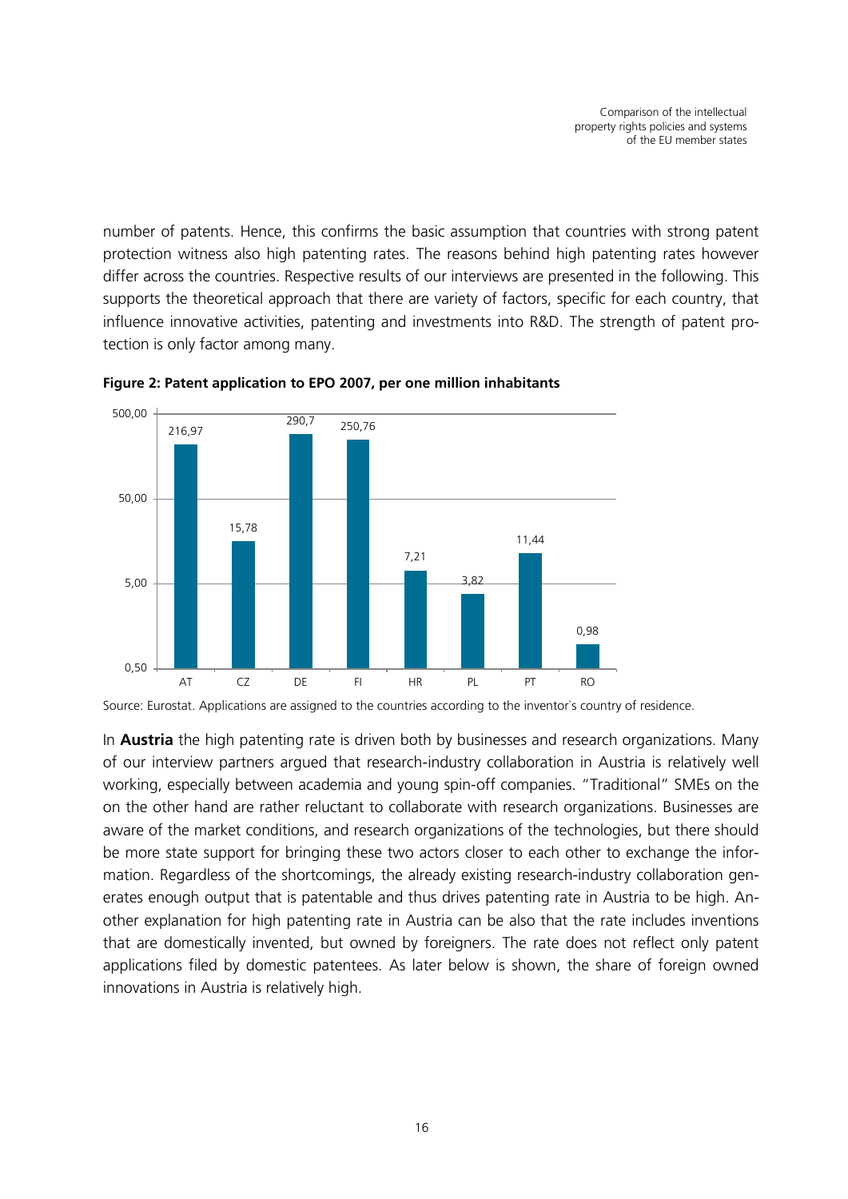number of patents. Hence, this confirms the basic assumption that countries with strong patent protection witness also high patenting rates. The reasons behind high patenting rates however differ across the countries. Respective results of our interviews are presented in the following. This supports the theoretical approach that there are variety of factors, specific for each country, that influence innovative activities, patenting and investments into R&D. The strength of patent protection is only factor among many.

**Figure 2: Patent application to EPO 2007, per one million inhabitants**

| Country | Applications per one million inhabitants |
|---|---|
| AT | 216,97 |
| CZ | 15,78 |
| DE | 290,7 |
| FI | 250,76 |
| HR | 7,21 |
| PL | 3,82 |
| PT | 11,44 |
| RO | 0,98 |

Source: Eurostat. Applications are assigned to the countries according to the inventor`s country of residence.

In **Austria** the high patenting rate is driven both by businesses and research organizations. Many of our interview partners argued that research-industry collaboration in Austria is relatively well working, especially between academia and young spin-off companies. "Traditional" SMEs on the on the other hand are rather reluctant to collaborate with research organizations. Businesses are aware of the market conditions, and research organizations of the technologies, but there should be more state support for bringing these two actors closer to each other to exchange the information. Regardless of the shortcomings, the already existing research-industry collaboration generates enough output that is patentable and thus drives patenting rate in Austria to be high. Another explanation for high patenting rate in Austria can be also that the rate includes inventions that are domestically invented, but owned by foreigners. The rate does not reflect only patent applications filed by domestic patentees. As later below is shown, the share of foreign owned innovations in Austria is relatively high.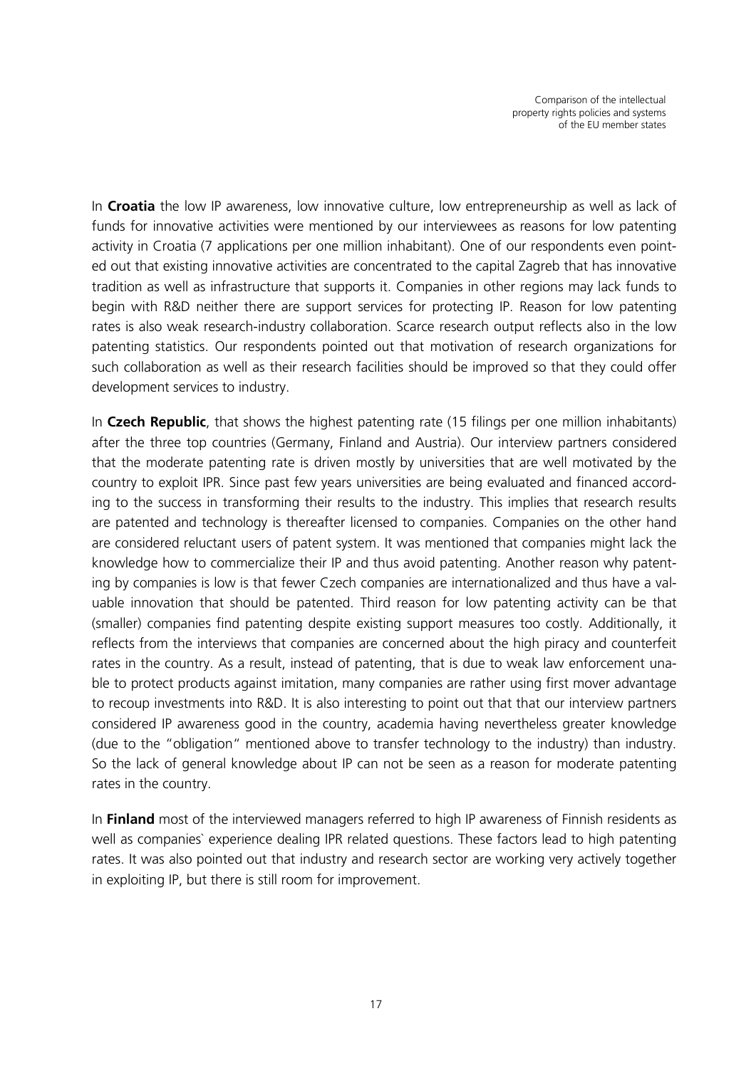In **Croatia** the low IP awareness, low innovative culture, low entrepreneurship as well as lack of funds for innovative activities were mentioned by our interviewees as reasons for low patenting activity in Croatia (7 applications per one million inhabitant). One of our respondents even pointed out that existing innovative activities are concentrated to the capital Zagreb that has innovative tradition as well as infrastructure that supports it. Companies in other regions may lack funds to begin with R&D neither there are support services for protecting IP. Reason for low patenting rates is also weak research-industry collaboration. Scarce research output reflects also in the low patenting statistics. Our respondents pointed out that motivation of research organizations for such collaboration as well as their research facilities should be improved so that they could offer development services to industry.

In **Czech Republic**, that shows the highest patenting rate (15 filings per one million inhabitants) after the three top countries (Germany, Finland and Austria). Our interview partners considered that the moderate patenting rate is driven mostly by universities that are well motivated by the country to exploit IPR. Since past few years universities are being evaluated and financed according to the success in transforming their results to the industry. This implies that research results are patented and technology is thereafter licensed to companies. Companies on the other hand are considered reluctant users of patent system. It was mentioned that companies might lack the knowledge how to commercialize their IP and thus avoid patenting. Another reason why patenting by companies is low is that fewer Czech companies are internationalized and thus have a valuable innovation that should be patented. Third reason for low patenting activity can be that (smaller) companies find patenting despite existing support measures too costly. Additionally, it reflects from the interviews that companies are concerned about the high piracy and counterfeit rates in the country. As a result, instead of patenting, that is due to weak law enforcement unable to protect products against imitation, many companies are rather using first mover advantage to recoup investments into R&D. It is also interesting to point out that that our interview partners considered IP awareness good in the country, academia having nevertheless greater knowledge (due to the "obligation" mentioned above to transfer technology to the industry) than industry. So the lack of general knowledge about IP can not be seen as a reason for moderate patenting rates in the country.

In **Finland** most of the interviewed managers referred to high IP awareness of Finnish residents as well as companies` experience dealing IPR related questions. These factors lead to high patenting rates. It was also pointed out that industry and research sector are working very actively together in exploiting IP, but there is still room for improvement.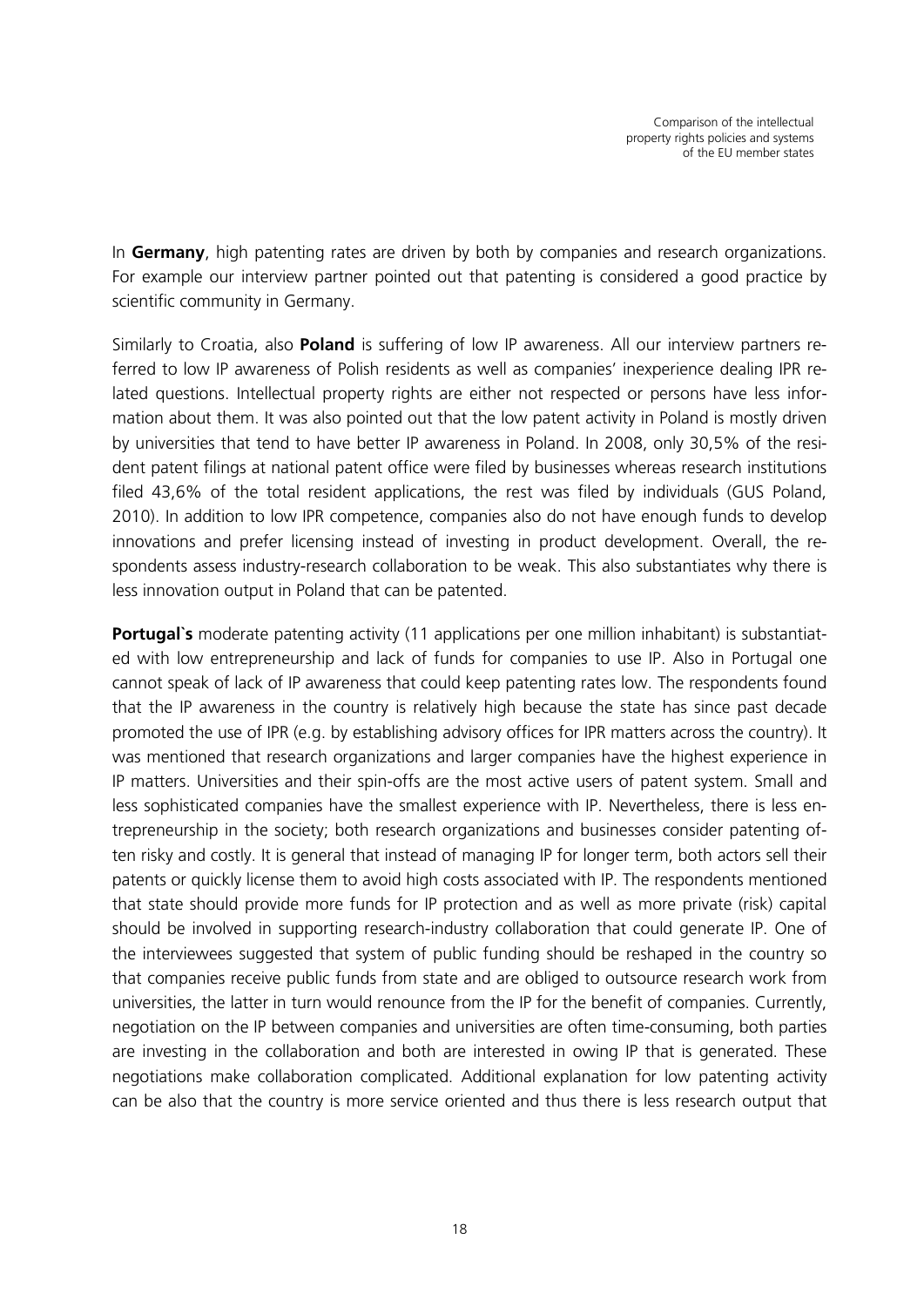In **Germany**, high patenting rates are driven by both by companies and research organizations. For example our interview partner pointed out that patenting is considered a good practice by scientific community in Germany.

Similarly to Croatia, also **Poland** is suffering of low IP awareness. All our interview partners referred to low IP awareness of Polish residents as well as companies' inexperience dealing IPR related questions. Intellectual property rights are either not respected or persons have less information about them. It was also pointed out that the low patent activity in Poland is mostly driven by universities that tend to have better IP awareness in Poland. In 2008, only 30,5% of the resident patent filings at national patent office were filed by businesses whereas research institutions filed 43,6% of the total resident applications, the rest was filed by individuals (GUS Poland, 2010). In addition to low IPR competence, companies also do not have enough funds to develop innovations and prefer licensing instead of investing in product development. Overall, the respondents assess industry-research collaboration to be weak. This also substantiates why there is less innovation output in Poland that can be patented.

**Portugal`s** moderate patenting activity (11 applications per one million inhabitant) is substantiated with low entrepreneurship and lack of funds for companies to use IP. Also in Portugal one cannot speak of lack of IP awareness that could keep patenting rates low. The respondents found that the IP awareness in the country is relatively high because the state has since past decade promoted the use of IPR (e.g. by establishing advisory offices for IPR matters across the country). It was mentioned that research organizations and larger companies have the highest experience in IP matters. Universities and their spin-offs are the most active users of patent system. Small and less sophisticated companies have the smallest experience with IP. Nevertheless, there is less entrepreneurship in the society; both research organizations and businesses consider patenting often risky and costly. It is general that instead of managing IP for longer term, both actors sell their patents or quickly license them to avoid high costs associated with IP. The respondents mentioned that state should provide more funds for IP protection and as well as more private (risk) capital should be involved in supporting research-industry collaboration that could generate IP. One of the interviewees suggested that system of public funding should be reshaped in the country so that companies receive public funds from state and are obliged to outsource research work from universities, the latter in turn would renounce from the IP for the benefit of companies. Currently, negotiation on the IP between companies and universities are often time-consuming, both parties are investing in the collaboration and both are interested in owing IP that is generated. These negotiations make collaboration complicated. Additional explanation for low patenting activity can be also that the country is more service oriented and thus there is less research output that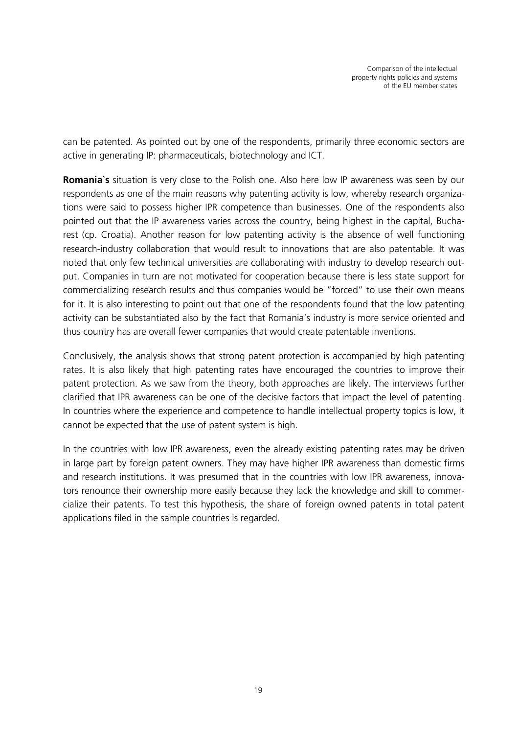can be patented. As pointed out by one of the respondents, primarily three economic sectors are active in generating IP: pharmaceuticals, biotechnology and ICT.

**Romania`s** situation is very close to the Polish one. Also here low IP awareness was seen by our respondents as one of the main reasons why patenting activity is low, whereby research organizations were said to possess higher IPR competence than businesses. One of the respondents also pointed out that the IP awareness varies across the country, being highest in the capital, Bucharest (cp. Croatia). Another reason for low patenting activity is the absence of well functioning research-industry collaboration that would result to innovations that are also patentable. It was noted that only few technical universities are collaborating with industry to develop research output. Companies in turn are not motivated for cooperation because there is less state support for commercializing research results and thus companies would be "forced" to use their own means for it. It is also interesting to point out that one of the respondents found that the low patenting activity can be substantiated also by the fact that Romania's industry is more service oriented and thus country has are overall fewer companies that would create patentable inventions.

Conclusively, the analysis shows that strong patent protection is accompanied by high patenting rates. It is also likely that high patenting rates have encouraged the countries to improve their patent protection. As we saw from the theory, both approaches are likely. The interviews further clarified that IPR awareness can be one of the decisive factors that impact the level of patenting. In countries where the experience and competence to handle intellectual property topics is low, it cannot be expected that the use of patent system is high.

In the countries with low IPR awareness, even the already existing patenting rates may be driven in large part by foreign patent owners. They may have higher IPR awareness than domestic firms and research institutions. It was presumed that in the countries with low IPR awareness, innovators renounce their ownership more easily because they lack the knowledge and skill to commercialize their patents. To test this hypothesis, the share of foreign owned patents in total patent applications filed in the sample countries is regarded.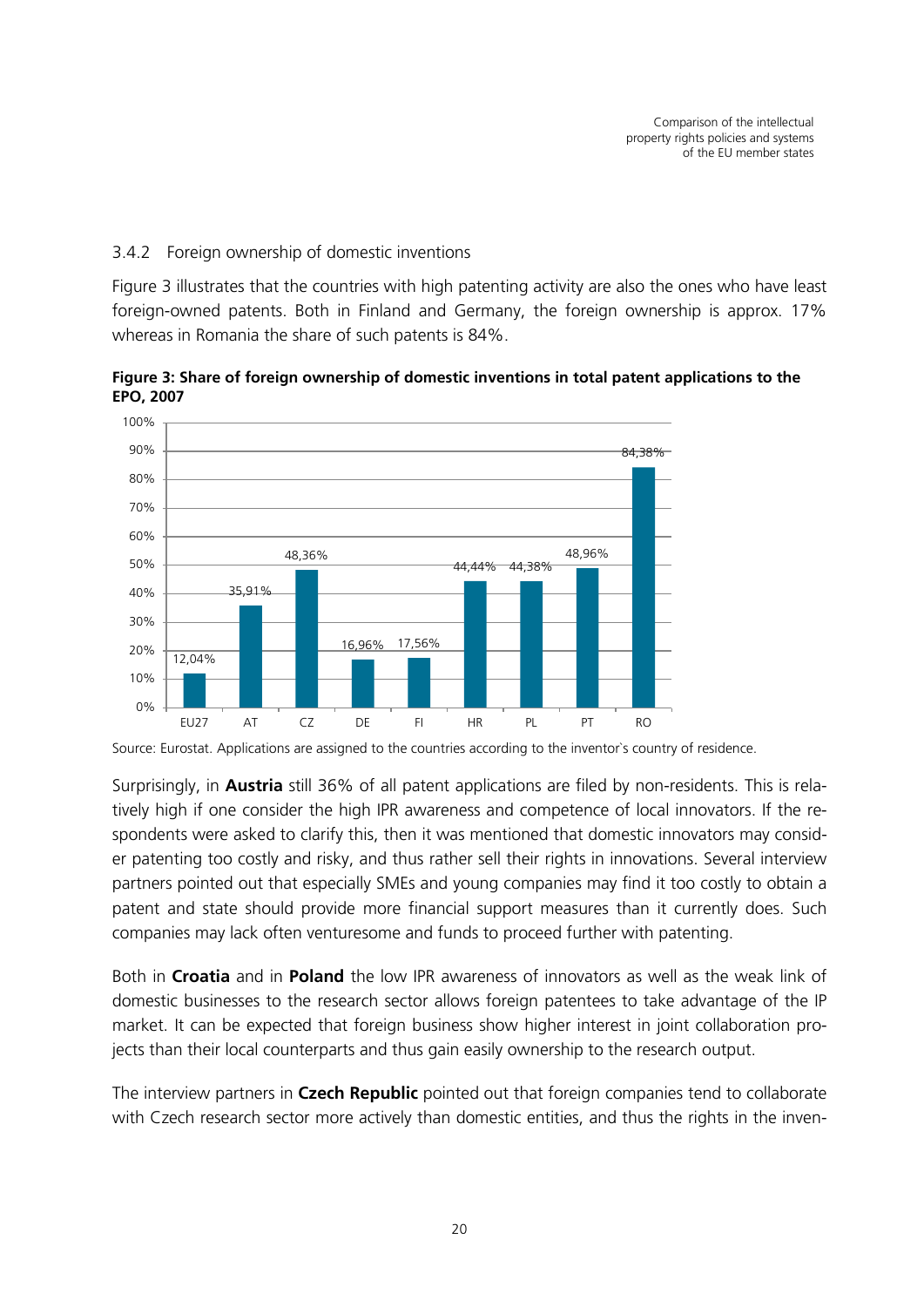### 3.4.2 Foreign ownership of domestic inventions

Figure 3 illustrates that the countries with high patenting activity are also the ones who have least foreign-owned patents. Both in Finland and Germany, the foreign ownership is approx. 17% whereas in Romania the share of such patents is 84%.

**Figure 3: Share of foreign ownership of domestic inventions in total patent applications to the EPO, 2007**

| EU27 | AT | CZ | DE | FI | HR | PL | PT | RO |
|---|---|---|---|---|---|---|---|---|
| 12,04% | 35,91% | 48,36% | 16,96% | 17,56% | 44,44% | 44,38% | 48,96% | 84,38% |

Source: Eurostat. Applications are assigned to the countries according to the inventor`s country of residence.

Surprisingly, in **Austria** still 36% of all patent applications are filed by non-residents. This is relatively high if one consider the high IPR awareness and competence of local innovators. If the respondents were asked to clarify this, then it was mentioned that domestic innovators may consider patenting too costly and risky, and thus rather sell their rights in innovations. Several interview partners pointed out that especially SMEs and young companies may find it too costly to obtain a patent and state should provide more financial support measures than it currently does. Such companies may lack often venturesome and funds to proceed further with patenting.

Both in **Croatia** and in **Poland** the low IPR awareness of innovators as well as the weak link of domestic businesses to the research sector allows foreign patentees to take advantage of the IP market. It can be expected that foreign business show higher interest in joint collaboration projects than their local counterparts and thus gain easily ownership to the research output.

The interview partners in **Czech Republic** pointed out that foreign companies tend to collaborate with Czech research sector more actively than domestic entities, and thus the rights in the inven-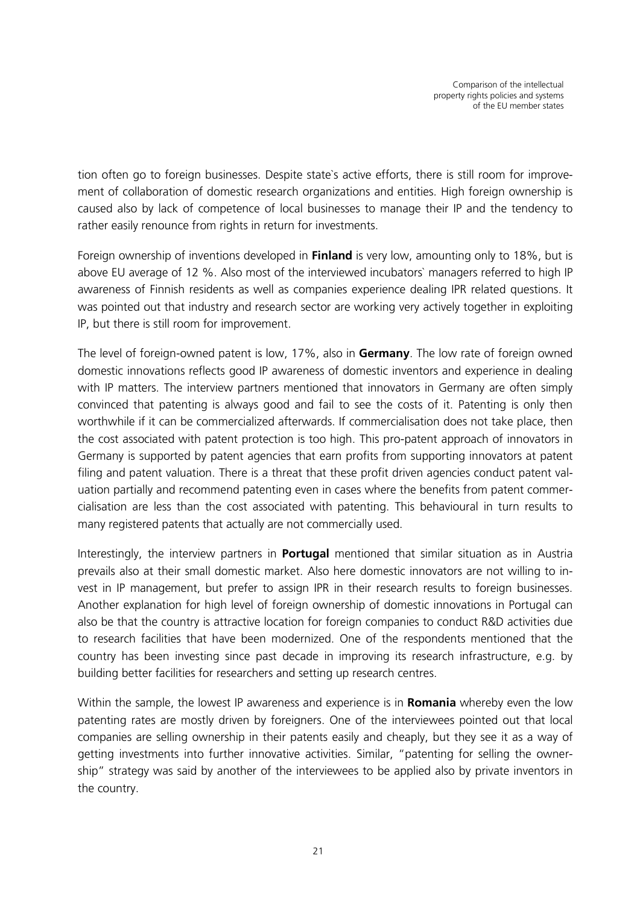tion often go to foreign businesses. Despite state`s active efforts, there is still room for improvement of collaboration of domestic research organizations and entities. High foreign ownership is caused also by lack of competence of local businesses to manage their IP and the tendency to rather easily renounce from rights in return for investments.

Foreign ownership of inventions developed in **Finland** is very low, amounting only to 18%, but is above EU average of 12 %. Also most of the interviewed incubators` managers referred to high IP awareness of Finnish residents as well as companies experience dealing IPR related questions. It was pointed out that industry and research sector are working very actively together in exploiting IP, but there is still room for improvement.

The level of foreign-owned patent is low, 17%, also in **Germany**. The low rate of foreign owned domestic innovations reflects good IP awareness of domestic inventors and experience in dealing with IP matters. The interview partners mentioned that innovators in Germany are often simply convinced that patenting is always good and fail to see the costs of it. Patenting is only then worthwhile if it can be commercialized afterwards. If commercialisation does not take place, then the cost associated with patent protection is too high. This pro-patent approach of innovators in Germany is supported by patent agencies that earn profits from supporting innovators at patent filing and patent valuation. There is a threat that these profit driven agencies conduct patent valuation partially and recommend patenting even in cases where the benefits from patent commercialisation are less than the cost associated with patenting. This behavioural in turn results to many registered patents that actually are not commercially used.

Interestingly, the interview partners in **Portugal** mentioned that similar situation as in Austria prevails also at their small domestic market. Also here domestic innovators are not willing to invest in IP management, but prefer to assign IPR in their research results to foreign businesses. Another explanation for high level of foreign ownership of domestic innovations in Portugal can also be that the country is attractive location for foreign companies to conduct R&D activities due to research facilities that have been modernized. One of the respondents mentioned that the country has been investing since past decade in improving its research infrastructure, e.g. by building better facilities for researchers and setting up research centres.

Within the sample, the lowest IP awareness and experience is in **Romania** whereby even the low patenting rates are mostly driven by foreigners. One of the interviewees pointed out that local companies are selling ownership in their patents easily and cheaply, but they see it as a way of getting investments into further innovative activities. Similar, "patenting for selling the ownership" strategy was said by another of the interviewees to be applied also by private inventors in the country.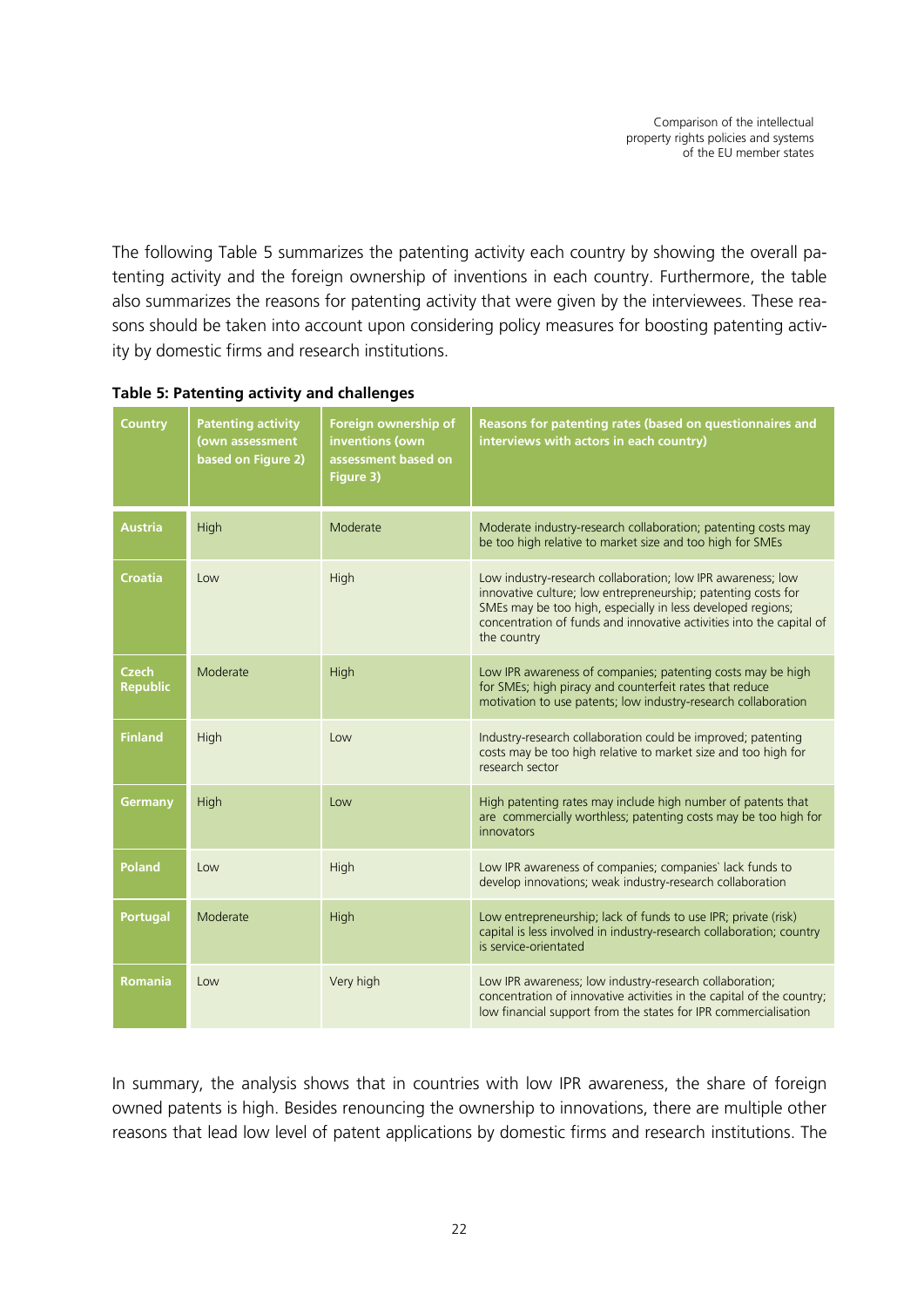The following Table 5 summarizes the patenting activity each country by showing the overall patenting activity and the foreign ownership of inventions in each country. Furthermore, the table also summarizes the reasons for patenting activity that were given by the interviewees. These reasons should be taken into account upon considering policy measures for boosting patenting activity by domestic firms and research institutions.

**Table 5: Patenting activity and challenges**

| Country | Patenting activity (own assessment based on Figure 2) | Foreign ownership of inventions (own assessment based on Figure 3) | Reasons for patenting rates (based on questionnaires and interviews with actors in each country) |
|---|---|---|---|
| **Austria** | High | Moderate | Moderate industry-research collaboration; patenting costs may be too high relative to market size and too high for SMEs |
| **Croatia** | Low | High | Low industry-research collaboration; low IPR awareness; low innovative culture; low entrepreneurship; patenting costs for SMEs may be too high, especially in less developed regions; concentration of funds and innovative activities into the capital of the country |
| **Czech Republic** | Moderate | High | Low IPR awareness of companies; patenting costs may be high for SMEs; high piracy and counterfeit rates that reduce motivation to use patents; low industry-research collaboration |
| **Finland** | High | Low | Industry-research collaboration could be improved; patenting costs may be too high relative to market size and too high for research sector |
| **Germany** | High | Low | High patenting rates may include high number of patents that are commercially worthless; patenting costs may be too high for innovators |
| **Poland** | Low | High | Low IPR awareness of companies; companies` lack funds to develop innovations; weak industry-research collaboration |
| **Portugal** | Moderate | High | Low entrepreneurship; lack of funds to use IPR; private (risk) capital is less involved in industry-research collaboration; country is service-orientated |
| **Romania** | Low | Very high | Low IPR awareness; low industry-research collaboration; concentration of innovative activities in the capital of the country; low financial support from the states for IPR commercialisation |

In summary, the analysis shows that in countries with low IPR awareness, the share of foreign owned patents is high. Besides renouncing the ownership to innovations, there are multiple other reasons that lead low level of patent applications by domestic firms and research institutions. The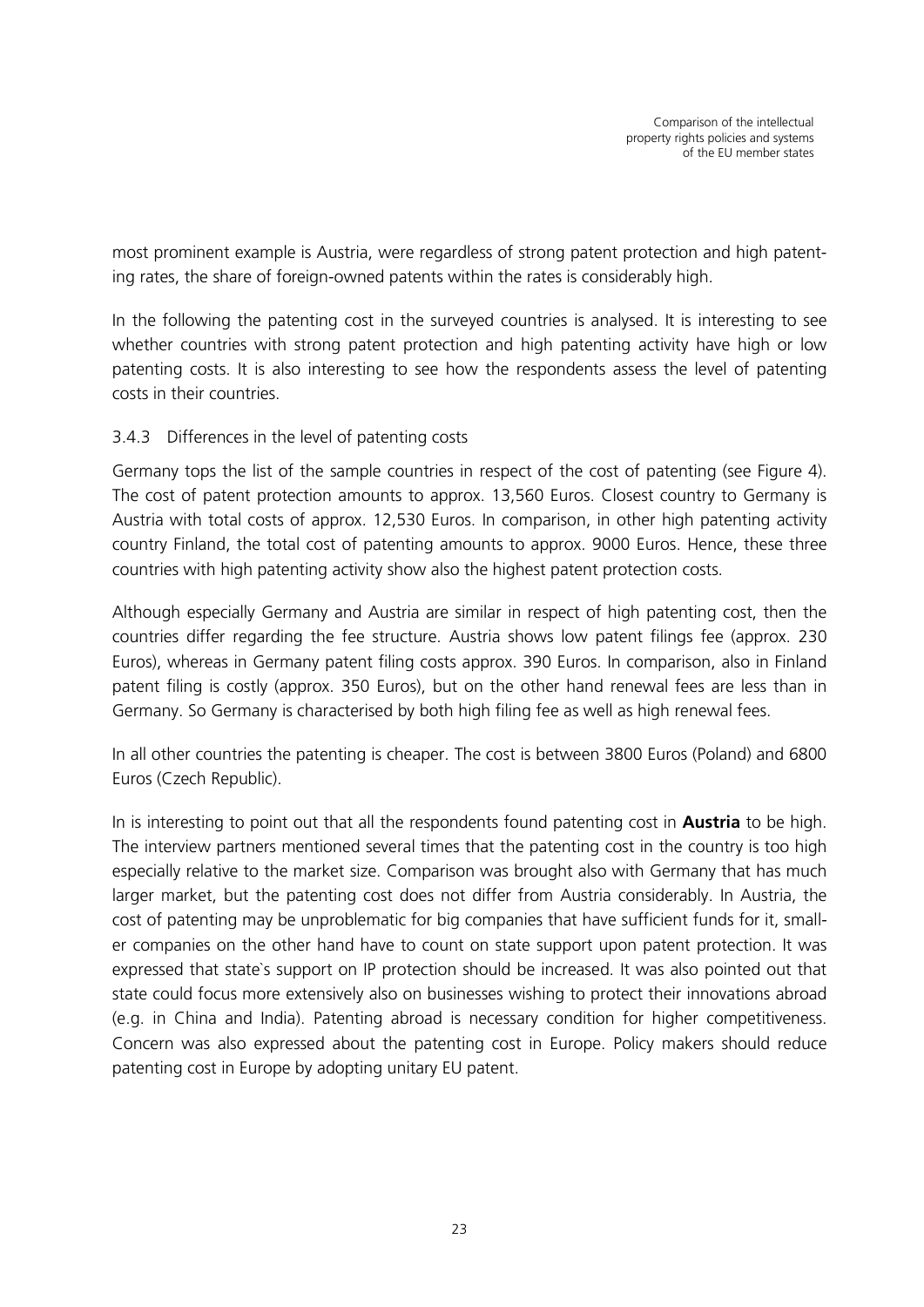most prominent example is Austria, were regardless of strong patent protection and high patenting rates, the share of foreign-owned patents within the rates is considerably high.

In the following the patenting cost in the surveyed countries is analysed. It is interesting to see whether countries with strong patent protection and high patenting activity have high or low patenting costs. It is also interesting to see how the respondents assess the level of patenting costs in their countries.

### 3.4.3 Differences in the level of patenting costs

Germany tops the list of the sample countries in respect of the cost of patenting (see Figure 4). The cost of patent protection amounts to approx. 13,560 Euros. Closest country to Germany is Austria with total costs of approx. 12,530 Euros. In comparison, in other high patenting activity country Finland, the total cost of patenting amounts to approx. 9000 Euros. Hence, these three countries with high patenting activity show also the highest patent protection costs.

Although especially Germany and Austria are similar in respect of high patenting cost, then the countries differ regarding the fee structure. Austria shows low patent filings fee (approx. 230 Euros), whereas in Germany patent filing costs approx. 390 Euros. In comparison, also in Finland patent filing is costly (approx. 350 Euros), but on the other hand renewal fees are less than in Germany. So Germany is characterised by both high filing fee as well as high renewal fees.

In all other countries the patenting is cheaper. The cost is between 3800 Euros (Poland) and 6800 Euros (Czech Republic).

In is interesting to point out that all the respondents found patenting cost in **Austria** to be high. The interview partners mentioned several times that the patenting cost in the country is too high especially relative to the market size. Comparison was brought also with Germany that has much larger market, but the patenting cost does not differ from Austria considerably. In Austria, the cost of patenting may be unproblematic for big companies that have sufficient funds for it, smaller companies on the other hand have to count on state support upon patent protection. It was expressed that state`s support on IP protection should be increased. It was also pointed out that state could focus more extensively also on businesses wishing to protect their innovations abroad (e.g. in China and India). Patenting abroad is necessary condition for higher competitiveness. Concern was also expressed about the patenting cost in Europe. Policy makers should reduce patenting cost in Europe by adopting unitary EU patent.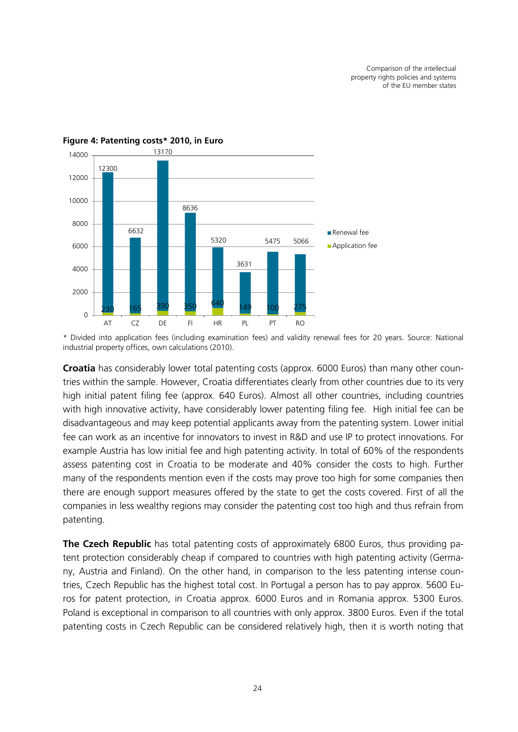**Figure 4: Patenting costs* 2010, in Euro**

| Country | Application fee | Total (Renewal fee + Application fee) |
|---|---|---|
| AT | 230 | 12300 |
| CZ | 165 | 6632 |
| DE | 390 | 13170 |
| FI | 350 | 8636 |
| HR | 640 | 5320 |
| PL | 149 | 3631 |
| PT | 100 | 5475 |
| RO | 275 | 5066 |

\* Divided into application fees (including examination fees) and validity renewal fees for 20 years. Source: National industrial property offices, own calculations (2010).

**Croatia** has considerably lower total patenting costs (approx. 6000 Euros) than many other countries within the sample. However, Croatia differentiates clearly from other countries due to its very high initial patent filing fee (approx. 640 Euros). Almost all other countries, including countries with high innovative activity, have considerably lower patenting filing fee. High initial fee can be disadvantageous and may keep potential applicants away from the patenting system. Lower initial fee can work as an incentive for innovators to invest in R&D and use IP to protect innovations. For example Austria has low initial fee and high patenting activity. In total of 60% of the respondents assess patenting cost in Croatia to be moderate and 40% consider the costs to high. Further many of the respondents mention even if the costs may prove too high for some companies then there are enough support measures offered by the state to get the costs covered. First of all the companies in less wealthy regions may consider the patenting cost too high and thus refrain from patenting.

**The Czech Republic** has total patenting costs of approximately 6800 Euros, thus providing patent protection considerably cheap if compared to countries with high patenting activity (Germany, Austria and Finland). On the other hand, in comparison to the less patenting intense countries, Czech Republic has the highest total cost. In Portugal a person has to pay approx. 5600 Euros for patent protection, in Croatia approx. 6000 Euros and in Romania approx. 5300 Euros. Poland is exceptional in comparison to all countries with only approx. 3800 Euros. Even if the total patenting costs in Czech Republic can be considered relatively high, then it is worth noting that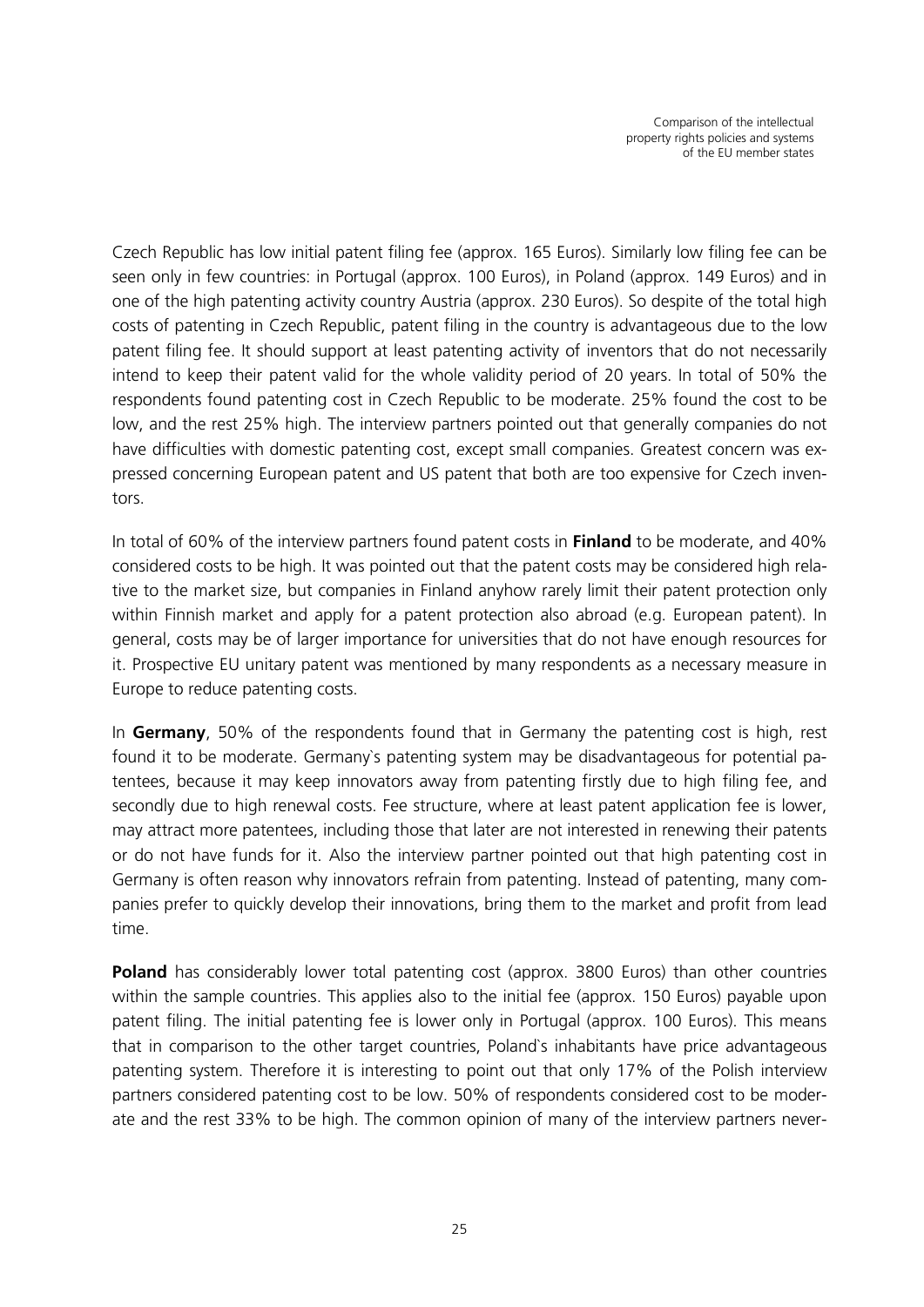Czech Republic has low initial patent filing fee (approx. 165 Euros). Similarly low filing fee can be seen only in few countries: in Portugal (approx. 100 Euros), in Poland (approx. 149 Euros) and in one of the high patenting activity country Austria (approx. 230 Euros). So despite of the total high costs of patenting in Czech Republic, patent filing in the country is advantageous due to the low patent filing fee. It should support at least patenting activity of inventors that do not necessarily intend to keep their patent valid for the whole validity period of 20 years. In total of 50% the respondents found patenting cost in Czech Republic to be moderate. 25% found the cost to be low, and the rest 25% high. The interview partners pointed out that generally companies do not have difficulties with domestic patenting cost, except small companies. Greatest concern was expressed concerning European patent and US patent that both are too expensive for Czech inventors.

In total of 60% of the interview partners found patent costs in **Finland** to be moderate, and 40% considered costs to be high. It was pointed out that the patent costs may be considered high relative to the market size, but companies in Finland anyhow rarely limit their patent protection only within Finnish market and apply for a patent protection also abroad (e.g. European patent). In general, costs may be of larger importance for universities that do not have enough resources for it. Prospective EU unitary patent was mentioned by many respondents as a necessary measure in Europe to reduce patenting costs.

In **Germany**, 50% of the respondents found that in Germany the patenting cost is high, rest found it to be moderate. Germany`s patenting system may be disadvantageous for potential patentees, because it may keep innovators away from patenting firstly due to high filing fee, and secondly due to high renewal costs. Fee structure, where at least patent application fee is lower, may attract more patentees, including those that later are not interested in renewing their patents or do not have funds for it. Also the interview partner pointed out that high patenting cost in Germany is often reason why innovators refrain from patenting. Instead of patenting, many companies prefer to quickly develop their innovations, bring them to the market and profit from lead time.

**Poland** has considerably lower total patenting cost (approx. 3800 Euros) than other countries within the sample countries. This applies also to the initial fee (approx. 150 Euros) payable upon patent filing. The initial patenting fee is lower only in Portugal (approx. 100 Euros). This means that in comparison to the other target countries, Poland`s inhabitants have price advantageous patenting system. Therefore it is interesting to point out that only 17% of the Polish interview partners considered patenting cost to be low. 50% of respondents considered cost to be moderate and the rest 33% to be high. The common opinion of many of the interview partners never-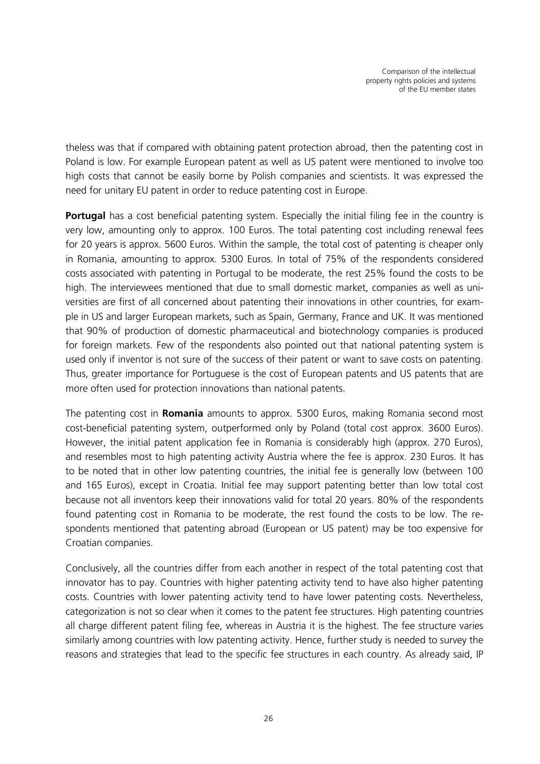theless was that if compared with obtaining patent protection abroad, then the patenting cost in Poland is low. For example European patent as well as US patent were mentioned to involve too high costs that cannot be easily borne by Polish companies and scientists. It was expressed the need for unitary EU patent in order to reduce patenting cost in Europe.

**Portugal** has a cost beneficial patenting system. Especially the initial filing fee in the country is very low, amounting only to approx. 100 Euros. The total patenting cost including renewal fees for 20 years is approx. 5600 Euros. Within the sample, the total cost of patenting is cheaper only in Romania, amounting to approx. 5300 Euros. In total of 75% of the respondents considered costs associated with patenting in Portugal to be moderate, the rest 25% found the costs to be high. The interviewees mentioned that due to small domestic market, companies as well as universities are first of all concerned about patenting their innovations in other countries, for example in US and larger European markets, such as Spain, Germany, France and UK. It was mentioned that 90% of production of domestic pharmaceutical and biotechnology companies is produced for foreign markets. Few of the respondents also pointed out that national patenting system is used only if inventor is not sure of the success of their patent or want to save costs on patenting. Thus, greater importance for Portuguese is the cost of European patents and US patents that are more often used for protection innovations than national patents.

The patenting cost in **Romania** amounts to approx. 5300 Euros, making Romania second most cost-beneficial patenting system, outperformed only by Poland (total cost approx. 3600 Euros). However, the initial patent application fee in Romania is considerably high (approx. 270 Euros), and resembles most to high patenting activity Austria where the fee is approx. 230 Euros. It has to be noted that in other low patenting countries, the initial fee is generally low (between 100 and 165 Euros), except in Croatia. Initial fee may support patenting better than low total cost because not all inventors keep their innovations valid for total 20 years. 80% of the respondents found patenting cost in Romania to be moderate, the rest found the costs to be low. The respondents mentioned that patenting abroad (European or US patent) may be too expensive for Croatian companies.

Conclusively, all the countries differ from each another in respect of the total patenting cost that innovator has to pay. Countries with higher patenting activity tend to have also higher patenting costs. Countries with lower patenting activity tend to have lower patenting costs. Nevertheless, categorization is not so clear when it comes to the patent fee structures. High patenting countries all charge different patent filing fee, whereas in Austria it is the highest. The fee structure varies similarly among countries with low patenting activity. Hence, further study is needed to survey the reasons and strategies that lead to the specific fee structures in each country. As already said, IP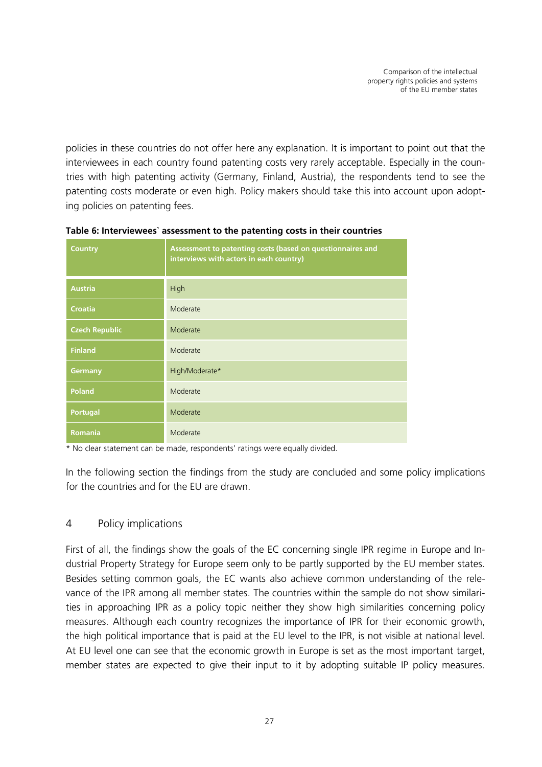policies in these countries do not offer here any explanation. It is important to point out that the interviewees in each country found patenting costs very rarely acceptable. Especially in the countries with high patenting activity (Germany, Finland, Austria), the respondents tend to see the patenting costs moderate or even high. Policy makers should take this into account upon adopting policies on patenting fees.

**Table 6: Interviewees` assessment to the patenting costs in their countries**

| Country | Assessment to patenting costs (based on questionnaires and interviews with actors in each country) |
|---|---|
| Austria | High |
| Croatia | Moderate |
| Czech Republic | Moderate |
| Finland | Moderate |
| Germany | High/Moderate* |
| Poland | Moderate |
| Portugal | Moderate |
| Romania | Moderate |

* No clear statement can be made, respondents' ratings were equally divided.

In the following section the findings from the study are concluded and some policy implications for the countries and for the EU are drawn.

## 4 Policy implications

First of all, the findings show the goals of the EC concerning single IPR regime in Europe and Industrial Property Strategy for Europe seem only to be partly supported by the EU member states. Besides setting common goals, the EC wants also achieve common understanding of the relevance of the IPR among all member states. The countries within the sample do not show similarities in approaching IPR as a policy topic neither they show high similarities concerning policy measures. Although each country recognizes the importance of IPR for their economic growth, the high political importance that is paid at the EU level to the IPR, is not visible at national level. At EU level one can see that the economic growth in Europe is set as the most important target, member states are expected to give their input to it by adopting suitable IP policy measures.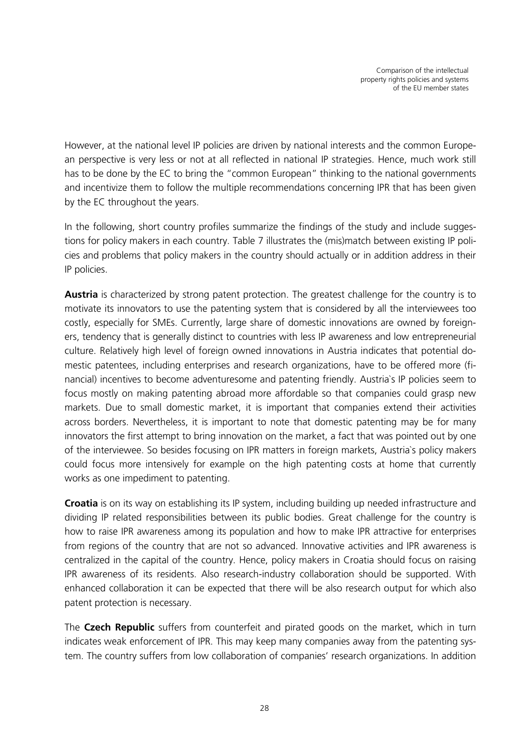However, at the national level IP policies are driven by national interests and the common European perspective is very less or not at all reflected in national IP strategies. Hence, much work still has to be done by the EC to bring the "common European" thinking to the national governments and incentivize them to follow the multiple recommendations concerning IPR that has been given by the EC throughout the years.

In the following, short country profiles summarize the findings of the study and include suggestions for policy makers in each country. Table 7 illustrates the (mis)match between existing IP policies and problems that policy makers in the country should actually or in addition address in their IP policies.

**Austria** is characterized by strong patent protection. The greatest challenge for the country is to motivate its innovators to use the patenting system that is considered by all the interviewees too costly, especially for SMEs. Currently, large share of domestic innovations are owned by foreigners, tendency that is generally distinct to countries with less IP awareness and low entrepreneurial culture. Relatively high level of foreign owned innovations in Austria indicates that potential domestic patentees, including enterprises and research organizations, have to be offered more (financial) incentives to become adventuresome and patenting friendly. Austria`s IP policies seem to focus mostly on making patenting abroad more affordable so that companies could grasp new markets. Due to small domestic market, it is important that companies extend their activities across borders. Nevertheless, it is important to note that domestic patenting may be for many innovators the first attempt to bring innovation on the market, a fact that was pointed out by one of the interviewee. So besides focusing on IPR matters in foreign markets, Austria`s policy makers could focus more intensively for example on the high patenting costs at home that currently works as one impediment to patenting.

**Croatia** is on its way on establishing its IP system, including building up needed infrastructure and dividing IP related responsibilities between its public bodies. Great challenge for the country is how to raise IPR awareness among its population and how to make IPR attractive for enterprises from regions of the country that are not so advanced. Innovative activities and IPR awareness is centralized in the capital of the country. Hence, policy makers in Croatia should focus on raising IPR awareness of its residents. Also research-industry collaboration should be supported. With enhanced collaboration it can be expected that there will be also research output for which also patent protection is necessary.

The **Czech Republic** suffers from counterfeit and pirated goods on the market, which in turn indicates weak enforcement of IPR. This may keep many companies away from the patenting system. The country suffers from low collaboration of companies' research organizations. In addition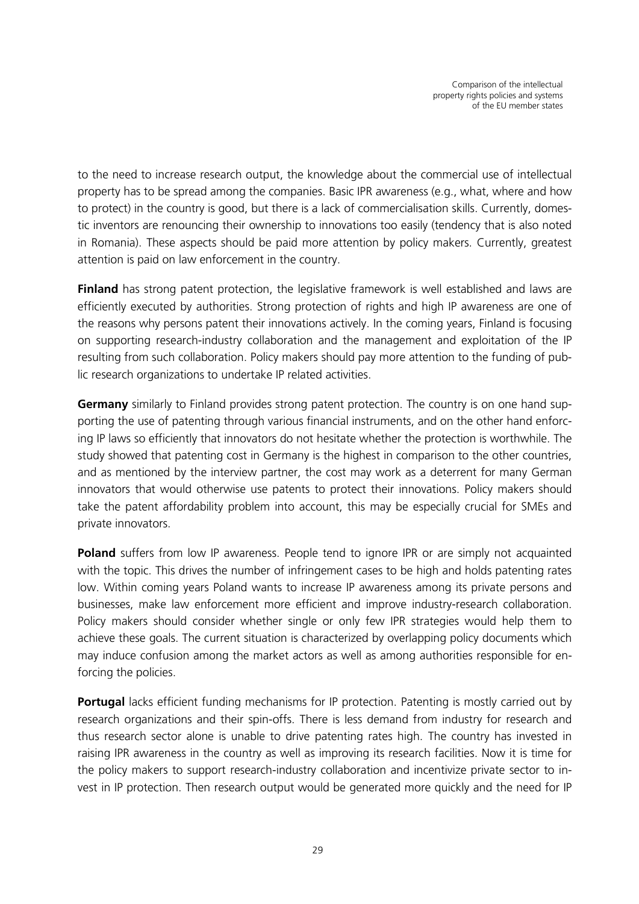to the need to increase research output, the knowledge about the commercial use of intellectual property has to be spread among the companies. Basic IPR awareness (e.g., what, where and how to protect) in the country is good, but there is a lack of commercialisation skills. Currently, domestic inventors are renouncing their ownership to innovations too easily (tendency that is also noted in Romania). These aspects should be paid more attention by policy makers. Currently, greatest attention is paid on law enforcement in the country.

**Finland** has strong patent protection, the legislative framework is well established and laws are efficiently executed by authorities. Strong protection of rights and high IP awareness are one of the reasons why persons patent their innovations actively. In the coming years, Finland is focusing on supporting research-industry collaboration and the management and exploitation of the IP resulting from such collaboration. Policy makers should pay more attention to the funding of public research organizations to undertake IP related activities.

**Germany** similarly to Finland provides strong patent protection. The country is on one hand supporting the use of patenting through various financial instruments, and on the other hand enforcing IP laws so efficiently that innovators do not hesitate whether the protection is worthwhile. The study showed that patenting cost in Germany is the highest in comparison to the other countries, and as mentioned by the interview partner, the cost may work as a deterrent for many German innovators that would otherwise use patents to protect their innovations. Policy makers should take the patent affordability problem into account, this may be especially crucial for SMEs and private innovators.

**Poland** suffers from low IP awareness. People tend to ignore IPR or are simply not acquainted with the topic. This drives the number of infringement cases to be high and holds patenting rates low. Within coming years Poland wants to increase IP awareness among its private persons and businesses, make law enforcement more efficient and improve industry-research collaboration. Policy makers should consider whether single or only few IPR strategies would help them to achieve these goals. The current situation is characterized by overlapping policy documents which may induce confusion among the market actors as well as among authorities responsible for enforcing the policies.

**Portugal** lacks efficient funding mechanisms for IP protection. Patenting is mostly carried out by research organizations and their spin-offs. There is less demand from industry for research and thus research sector alone is unable to drive patenting rates high. The country has invested in raising IPR awareness in the country as well as improving its research facilities. Now it is time for the policy makers to support research-industry collaboration and incentivize private sector to invest in IP protection. Then research output would be generated more quickly and the need for IP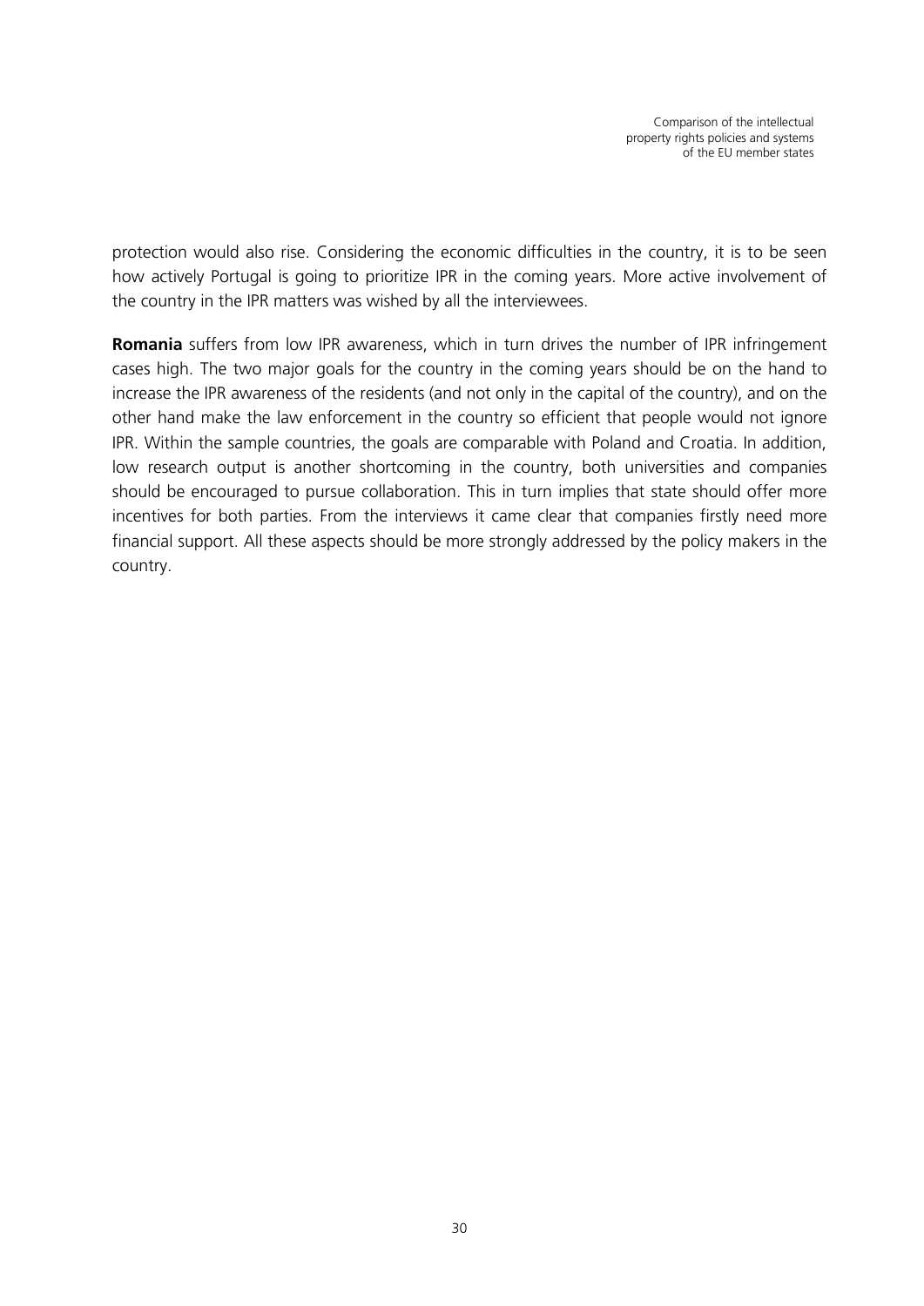protection would also rise. Considering the economic difficulties in the country, it is to be seen how actively Portugal is going to prioritize IPR in the coming years. More active involvement of the country in the IPR matters was wished by all the interviewees.

**Romania** suffers from low IPR awareness, which in turn drives the number of IPR infringement cases high. The two major goals for the country in the coming years should be on the hand to increase the IPR awareness of the residents (and not only in the capital of the country), and on the other hand make the law enforcement in the country so efficient that people would not ignore IPR. Within the sample countries, the goals are comparable with Poland and Croatia. In addition, low research output is another shortcoming in the country, both universities and companies should be encouraged to pursue collaboration. This in turn implies that state should offer more incentives for both parties. From the interviews it came clear that companies firstly need more financial support. All these aspects should be more strongly addressed by the policy makers in the country.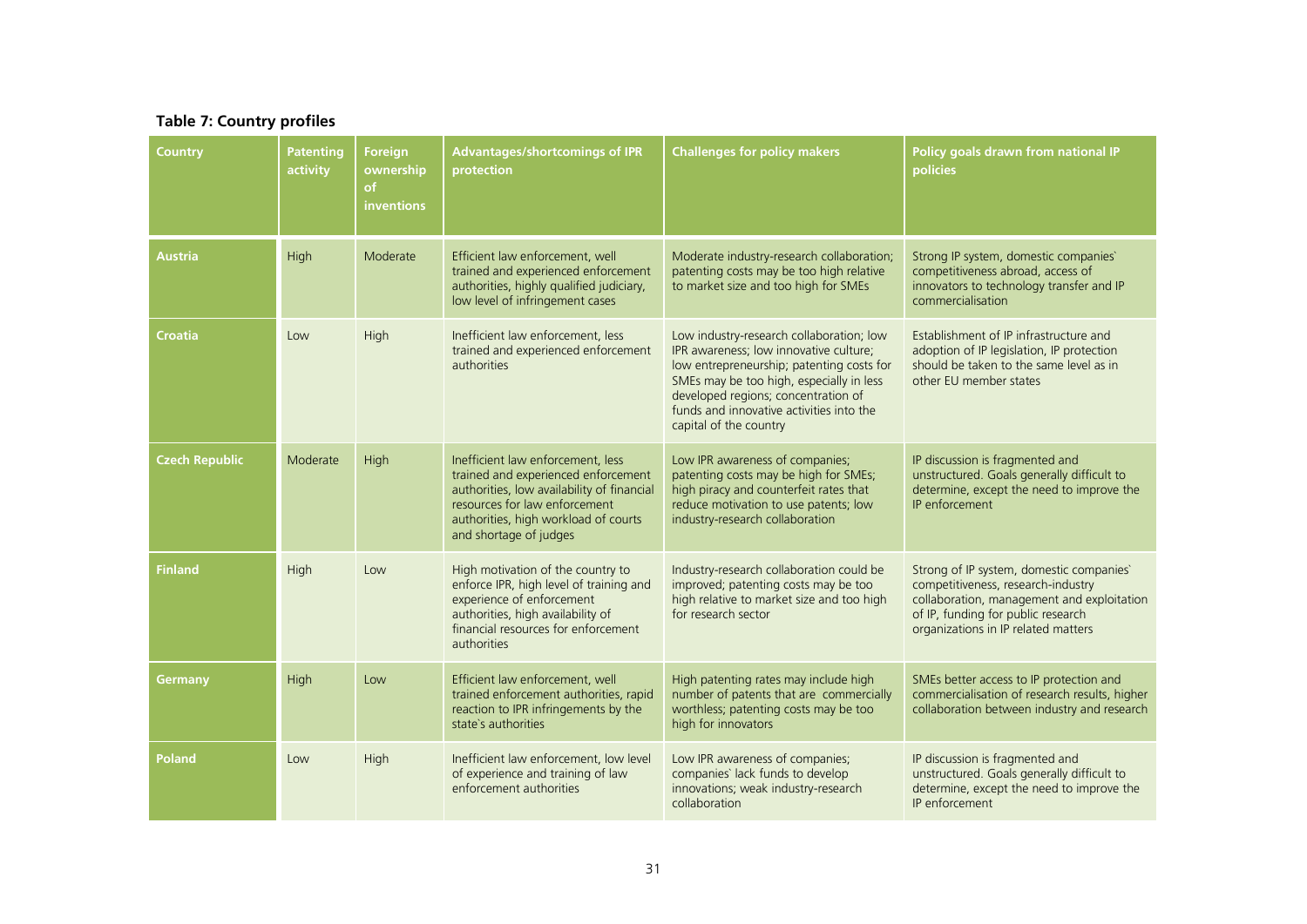**Table 7: Country profiles**

| Country | Patenting activity | Foreign ownership of inventions | Advantages/shortcomings of IPR protection | Challenges for policy makers | Policy goals drawn from national IP policies |
|---|---|---|---|---|---|
| **Austria** | High | Moderate | Efficient law enforcement, well trained and experienced enforcement authorities, highly qualified judiciary, low level of infringement cases | Moderate industry-research collaboration; patenting costs may be too high relative to market size and too high for SMEs | Strong IP system, domestic companies` competitiveness abroad, access of innovators to technology transfer and IP commercialisation |
| **Croatia** | Low | High | Inefficient law enforcement, less trained and experienced enforcement authorities | Low industry-research collaboration; low IPR awareness; low innovative culture; low entrepreneurship; patenting costs for SMEs may be too high, especially in less developed regions; concentration of funds and innovative activities into the capital of the country | Establishment of IP infrastructure and adoption of IP legislation, IP protection should be taken to the same level as in other EU member states |
| **Czech Republic** | Moderate | High | Inefficient law enforcement, less trained and experienced enforcement authorities, low availability of financial resources for law enforcement authorities, high workload of courts and shortage of judges | Low IPR awareness of companies; patenting costs may be high for SMEs; high piracy and counterfeit rates that reduce motivation to use patents; low industry-research collaboration | IP discussion is fragmented and unstructured. Goals generally difficult to determine, except the need to improve the IP enforcement |
| **Finland** | High | Low | High motivation of the country to enforce IPR, high level of training and experience of enforcement authorities, high availability of financial resources for enforcement authorities | Industry-research collaboration could be improved; patenting costs may be too high relative to market size and too high for research sector | Strong of IP system, domestic companies` competitiveness, research-industry collaboration, management and exploitation of IP, funding for public research organizations in IP related matters |
| **Germany** | High | Low | Efficient law enforcement, well trained enforcement authorities, rapid reaction to IPR infringements by the state`s authorities | High patenting rates may include high number of patents that are commercially worthless; patenting costs may be too high for innovators | SMEs better access to IP protection and commercialisation of research results, higher collaboration between industry and research |
| **Poland** | Low | High | Inefficient law enforcement, low level of experience and training of law enforcement authorities | Low IPR awareness of companies; companies` lack funds to develop innovations; weak industry-research collaboration | IP discussion is fragmented and unstructured. Goals generally difficult to determine, except the need to improve the IP enforcement |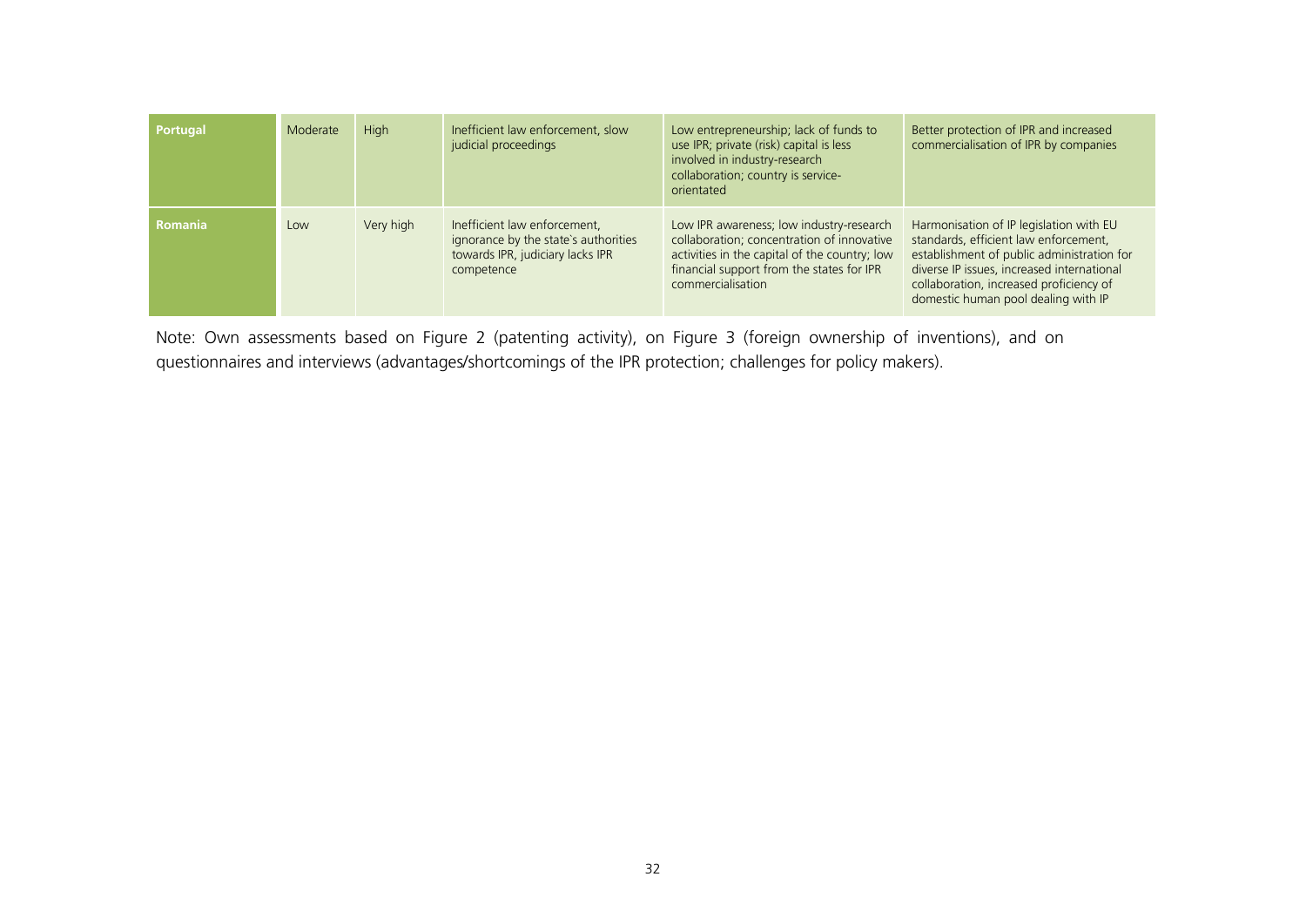| | | | | | |
|---|---|---|---|---|---|
| **Portugal** | Moderate | High | Inefficient law enforcement, slow judicial proceedings | Low entrepreneurship; lack of funds to use IPR; private (risk) capital is less involved in industry-research collaboration; country is service-orientated | Better protection of IPR and increased commercialisation of IPR by companies |
| **Romania** | Low | Very high | Inefficient law enforcement, ignorance by the state`s authorities towards IPR, judiciary lacks IPR competence | Low IPR awareness; low industry-research collaboration; concentration of innovative activities in the capital of the country; low financial support from the states for IPR commercialisation | Harmonisation of IP legislation with EU standards, efficient law enforcement, establishment of public administration for diverse IP issues, increased international collaboration, increased proficiency of domestic human pool dealing with IP |

Note: Own assessments based on Figure 2 (patenting activity), on Figure 3 (foreign ownership of inventions), and on questionnaires and interviews (advantages/shortcomings of the IPR protection; challenges for policy makers).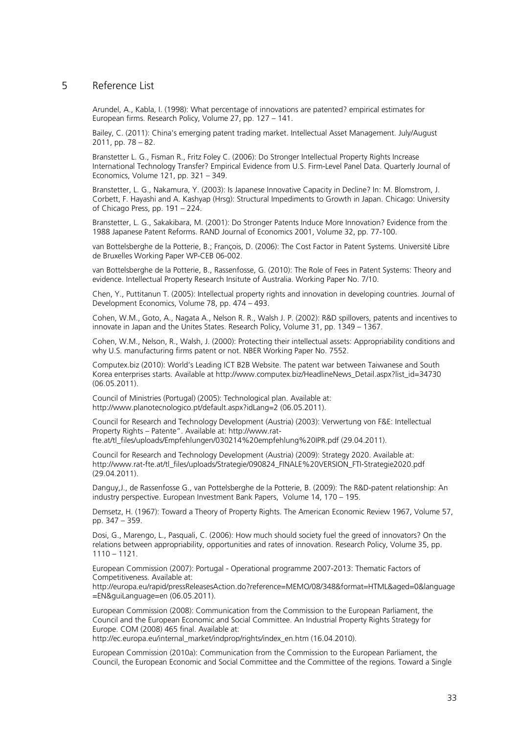## 5 Reference List

Arundel, A., Kabla, I. (1998): What percentage of innovations are patented? empirical estimates for European firms. Research Policy, Volume 27, pp. 127 – 141.

Bailey, C. (2011): China's emerging patent trading market. Intellectual Asset Management. July/August 2011, pp. 78 – 82.

Branstetter L. G., Fisman R., Fritz Foley C. (2006): Do Stronger Intellectual Property Rights Increase International Technology Transfer? Empirical Evidence from U.S. Firm-Level Panel Data. Quarterly Journal of Economics, Volume 121, pp. 321 – 349.

Branstetter, L. G., Nakamura, Y. (2003): Is Japanese Innovative Capacity in Decline? In: M. Blomstrom, J. Corbett, F. Hayashi and A. Kashyap (Hrsg): Structural Impediments to Growth in Japan. Chicago: University of Chicago Press, pp. 191 – 224.

Branstetter, L. G., Sakakibara, M. (2001): Do Stronger Patents Induce More Innovation? Evidence from the 1988 Japanese Patent Reforms. RAND Journal of Economics 2001, Volume 32, pp. 77-100.

van Bottelsberghe de la Potterie, B.; François, D. (2006): The Cost Factor in Patent Systems. Université Libre de Bruxelles Working Paper WP-CEB 06-002.

van Bottelsberghe de la Potterie, B., Rassenfosse, G. (2010): The Role of Fees in Patent Systems: Theory and evidence. Intellectual Property Research Insitute of Australia. Working Paper No. 7/10.

Chen, Y., Puttitanun T. (2005): Intellectual property rights and innovation in developing countries. Journal of Development Economics, Volume 78, pp. 474 – 493.

Cohen, W.M., Goto, A., Nagata A., Nelson R. R., Walsh J. P. (2002): R&D spillovers, patents and incentives to innovate in Japan and the Unites States. Research Policy, Volume 31, pp. 1349 – 1367.

Cohen, W.M., Nelson, R., Walsh, J. (2000): Protecting their intellectual assets: Appropriability conditions and why U.S. manufacturing firms patent or not. NBER Working Paper No. 7552.

Computex.biz (2010): World's Leading ICT B2B Website. The patent war between Taiwanese and South Korea enterprises starts. Available at http://www.computex.biz/HeadlineNews_Detail.aspx?list_id=34730 (06.05.2011).

Council of Ministries (Portugal) (2005): Technological plan. Available at: http://www.planotecnologico.pt/default.aspx?idLang=2 (06.05.2011).

Council for Research and Technology Development (Austria) (2003): Verwertung von F&E: Intellectual Property Rights – Patente". Available at: http://www.rat-fte.at/tl_files/uploads/Empfehlungen/030214%20empfehlung%20IPR.pdf (29.04.2011).

Council for Research and Technology Development (Austria) (2009): Strategy 2020. Available at: http://www.rat-fte.at/tl_files/uploads/Strategie/090824_FINALE%20VERSION_FTI-Strategie2020.pdf (29.04.2011).

Danguy,J., de Rassenfosse G., van Pottelsberghe de la Potterie, B. (2009): The R&D-patent relationship: An industry perspective. European Investment Bank Papers, Volume 14, 170 – 195.

Demsetz, H. (1967): Toward a Theory of Property Rights. The American Economic Review 1967, Volume 57, pp. 347 – 359.

Dosi, G., Marengo, L., Pasquali, C. (2006): How much should society fuel the greed of innovators? On the relations between appropriability, opportunities and rates of innovation. Research Policy, Volume 35, pp. 1110 – 1121.

European Commission (2007): Portugal - Operational programme 2007-2013: Thematic Factors of Competitiveness. Available at: http://europa.eu/rapid/pressReleasesAction.do?reference=MEMO/08/348&format=HTML&aged=0&language=EN&guiLanguage=en (06.05.2011).

European Commission (2008): Communication from the Commission to the European Parliament, the Council and the European Economic and Social Committee. An Industrial Property Rights Strategy for Europe. COM (2008) 465 final. Available at: http://ec.europa.eu/internal_market/indprop/rights/index_en.htm (16.04.2010).

European Commission (2010a): Communication from the Commission to the European Parliament, the Council, the European Economic and Social Committee and the Committee of the regions. Toward a Single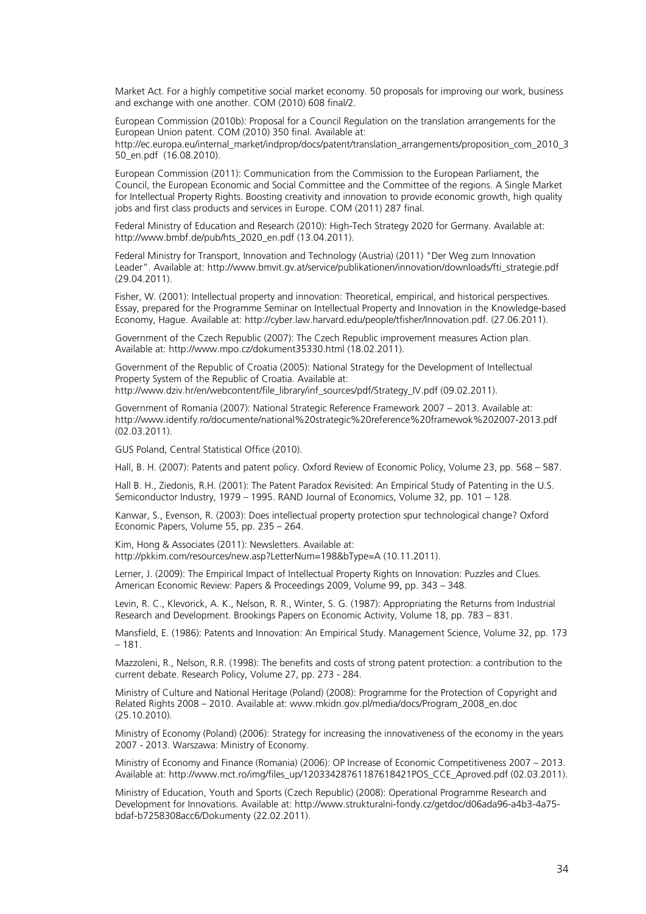Market Act. For a highly competitive social market economy. 50 proposals for improving our work, business and exchange with one another. COM (2010) 608 final/2.

European Commission (2010b): Proposal for a Council Regulation on the translation arrangements for the European Union patent. COM (2010) 350 final. Available at: http://ec.europa.eu/internal_market/indprop/docs/patent/translation_arrangements/proposition_com_2010_350_en.pdf (16.08.2010).

European Commission (2011): Communication from the Commission to the European Parliament, the Council, the European Economic and Social Committee and the Committee of the regions. A Single Market for Intellectual Property Rights. Boosting creativity and innovation to provide economic growth, high quality jobs and first class products and services in Europe. COM (2011) 287 final.

Federal Ministry of Education and Research (2010): High-Tech Strategy 2020 for Germany. Available at: http://www.bmbf.de/pub/hts_2020_en.pdf (13.04.2011).

Federal Ministry for Transport, Innovation and Technology (Austria) (2011) "Der Weg zum Innovation Leader". Available at: http://www.bmvit.gv.at/service/publikationen/innovation/downloads/fti_strategie.pdf (29.04.2011).

Fisher, W. (2001): Intellectual property and innovation: Theoretical, empirical, and historical perspectives. Essay, prepared for the Programme Seminar on Intellectual Property and Innovation in the Knowledge-based Economy, Hague. Available at: http://cyber.law.harvard.edu/people/tfisher/Innovation.pdf. (27.06.2011).

Government of the Czech Republic (2007): The Czech Republic improvement measures Action plan. Available at: http://www.mpo.cz/dokument35330.html (18.02.2011).

Government of the Republic of Croatia (2005): National Strategy for the Development of Intellectual Property System of the Republic of Croatia. Available at: http://www.dziv.hr/en/webcontent/file_library/inf_sources/pdf/Strategy_IV.pdf (09.02.2011).

Government of Romania (2007): National Strategic Reference Framework 2007 – 2013. Available at: http://www.identify.ro/documente/national%20strategic%20reference%20framewok%202007-2013.pdf (02.03.2011).

GUS Poland, Central Statistical Office (2010).

Hall, B. H. (2007): Patents and patent policy. Oxford Review of Economic Policy, Volume 23, pp. 568 – 587.

Hall B. H., Ziedonis, R.H. (2001): The Patent Paradox Revisited: An Empirical Study of Patenting in the U.S. Semiconductor Industry, 1979 – 1995. RAND Journal of Economics, Volume 32, pp. 101 – 128.

Kanwar, S., Evenson, R. (2003): Does intellectual property protection spur technological change? Oxford Economic Papers, Volume 55, pp. 235 – 264.

Kim, Hong & Associates (2011): Newsletters. Available at: http://pkkim.com/resources/new.asp?LetterNum=198&bType=A (10.11.2011).

Lerner, J. (2009): The Empirical Impact of Intellectual Property Rights on Innovation: Puzzles and Clues. American Economic Review: Papers & Proceedings 2009, Volume 99, pp. 343 – 348.

Levin, R. C., Klevorick, A. K., Nelson, R. R., Winter, S. G. (1987): Appropriating the Returns from Industrial Research and Development. Brookings Papers on Economic Activity, Volume 18, pp. 783 – 831.

Mansfield, E. (1986): Patents and Innovation: An Empirical Study. Management Science, Volume 32, pp. 173 – 181.

Mazzoleni, R., Nelson, R.R. (1998): The benefits and costs of strong patent protection: a contribution to the current debate. Research Policy, Volume 27, pp. 273 - 284.

Ministry of Culture and National Heritage (Poland) (2008): Programme for the Protection of Copyright and Related Rights 2008 – 2010. Available at: www.mkidn.gov.pl/media/docs/Program_2008_en.doc (25.10.2010).

Ministry of Economy (Poland) (2006): Strategy for increasing the innovativeness of the economy in the years 2007 - 2013. Warszawa: Ministry of Economy.

Ministry of Economy and Finance (Romania) (2006): OP Increase of Economic Competitiveness 2007 – 2013. Available at: http://www.mct.ro/img/files_up/1203342876118761842​1POS_CCE_Aproved.pdf (02.03.2011).

Ministry of Education, Youth and Sports (Czech Republic) (2008): Operational Programme Research and Development for Innovations. Available at: http://www.strukturalni-fondy.cz/getdoc/d06ada96-a4b3-4a75-bdaf-b7258308acc6/Dokumenty (22.02.2011).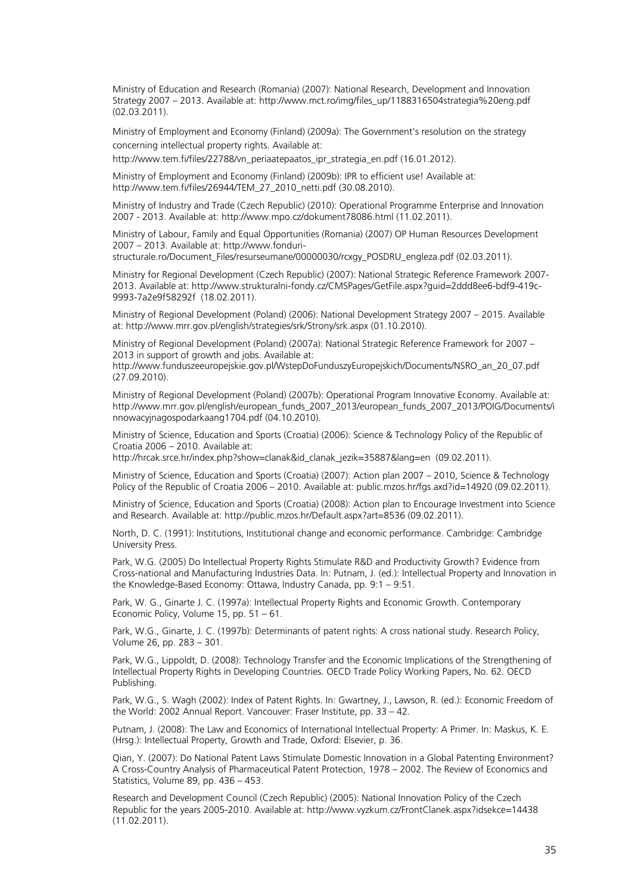Ministry of Education and Research (Romania) (2007): National Research, Development and Innovation Strategy 2007 – 2013. Available at: http://www.mct.ro/img/files_up/1188316504strategia%20eng.pdf (02.03.2011).

Ministry of Employment and Economy (Finland) (2009a): The Government's resolution on the strategy concerning intellectual property rights. Available at: http://www.tem.fi/files/22788/vn_periaatepaatos_ipr_strategia_en.pdf (16.01.2012).

Ministry of Employment and Economy (Finland) (2009b): IPR to efficient use! Available at: http://www.tem.fi/files/26944/TEM_27_2010_netti.pdf (30.08.2010).

Ministry of Industry and Trade (Czech Republic) (2010): Operational Programme Enterprise and Innovation 2007 - 2013. Available at: http://www.mpo.cz/dokument78086.html (11.02.2011).

Ministry of Labour, Family and Equal Opportunities (Romania) (2007) OP Human Resources Development 2007 – 2013. Available at: http://www.fonduri-structurale.ro/Document_Files/resurseumane/00000030/rcxgy_POSDRU_engleza.pdf (02.03.2011).

Ministry for Regional Development (Czech Republic) (2007): National Strategic Reference Framework 2007-2013. Available at: http://www.strukturalni-fondy.cz/CMSPages/GetFile.aspx?guid=2ddd8ee6-bdf9-419c-9993-7a2e9f58292f (18.02.2011).

Ministry of Regional Development (Poland) (2006): National Development Strategy 2007 – 2015. Available at: http://www.mrr.gov.pl/english/strategies/srk/Strony/srk.aspx (01.10.2010).

Ministry of Regional Development (Poland) (2007a): National Strategic Reference Framework for 2007 – 2013 in support of growth and jobs. Available at: http://www.funduszeeuropejskie.gov.pl/WstepDoFunduszyEuropejskich/Documents/NSRO_an_20_07.pdf (27.09.2010).

Ministry of Regional Development (Poland) (2007b): Operational Program Innovative Economy. Available at: http://www.mrr.gov.pl/english/european_funds_2007_2013/european_funds_2007_2013/POIG/Documents/innowacyjnagospodarkaang1704.pdf (04.10.2010).

Ministry of Science, Education and Sports (Croatia) (2006): Science & Technology Policy of the Republic of Croatia 2006 – 2010. Available at: http://hrcak.srce.hr/index.php?show=clanak&id_clanak_jezik=35887&lang=en (09.02.2011).

Ministry of Science, Education and Sports (Croatia) (2007): Action plan 2007 – 2010, Science & Technology Policy of the Republic of Croatia 2006 – 2010. Available at: public.mzos.hr/fgs.axd?id=14920 (09.02.2011).

Ministry of Science, Education and Sports (Croatia) (2008): Action plan to Encourage Investment into Science and Research. Available at: http://public.mzos.hr/Default.aspx?art=8536 (09.02.2011).

North, D. C. (1991): Institutions, Institutional change and economic performance. Cambridge: Cambridge University Press.

Park, W.G. (2005) Do Intellectual Property Rights Stimulate R&D and Productivity Growth? Evidence from Cross-national and Manufacturing Industries Data. In: Putnam, J. (ed.): Intellectual Property and Innovation in the Knowledge-Based Economy: Ottawa, Industry Canada, pp. 9:1 – 9:51.

Park, W. G., Ginarte J. C. (1997a): Intellectual Property Rights and Economic Growth. Contemporary Economic Policy, Volume 15, pp. 51 – 61.

Park, W.G., Ginarte, J. C. (1997b): Determinants of patent rights: A cross national study. Research Policy, Volume 26, pp. 283 – 301.

Park, W.G., Lippoldt, D. (2008): Technology Transfer and the Economic Implications of the Strengthening of Intellectual Property Rights in Developing Countries. OECD Trade Policy Working Papers, No. 62. OECD Publishing.

Park, W.G., S. Wagh (2002): Index of Patent Rights. In: Gwartney, J., Lawson, R. (ed.): Economic Freedom of the World: 2002 Annual Report. Vancouver: Fraser Institute, pp. 33 – 42.

Putnam, J. (2008): The Law and Economics of International Intellectual Property: A Primer. In: Maskus, K. E. (Hrsg.): Intellectual Property, Growth and Trade, Oxford: Elsevier, p. 36.

Qian, Y. (2007): Do National Patent Laws Stimulate Domestic Innovation in a Global Patenting Environment? A Cross-Country Analysis of Pharmaceutical Patent Protection, 1978 – 2002. The Review of Economics and Statistics, Volume 89, pp. 436 – 453.

Research and Development Council (Czech Republic) (2005): National Innovation Policy of the Czech Republic for the years 2005-2010. Available at: http://www.vyzkum.cz/FrontClanek.aspx?idsekce=14438 (11.02.2011).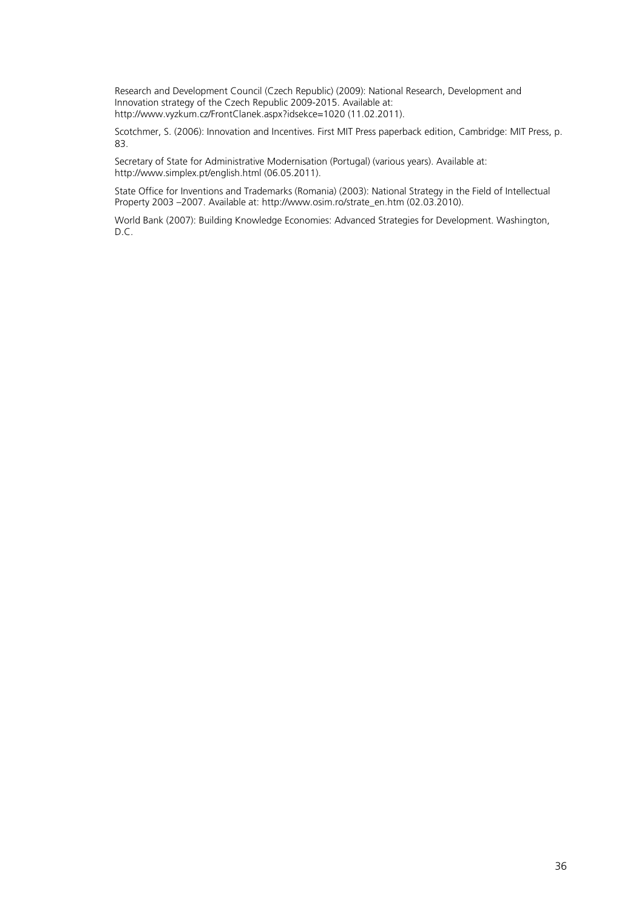Research and Development Council (Czech Republic) (2009): National Research, Development and Innovation strategy of the Czech Republic 2009-2015. Available at: http://www.vyzkum.cz/FrontClanek.aspx?idsekce=1020 (11.02.2011).

Scotchmer, S. (2006): Innovation and Incentives. First MIT Press paperback edition, Cambridge: MIT Press, p. 83.

Secretary of State for Administrative Modernisation (Portugal) (various years). Available at: http://www.simplex.pt/english.html (06.05.2011).

State Office for Inventions and Trademarks (Romania) (2003): National Strategy in the Field of Intellectual Property 2003 –2007. Available at: http://www.osim.ro/strate_en.htm (02.03.2010).

World Bank (2007): Building Knowledge Economies: Advanced Strategies for Development. Washington, D.C.